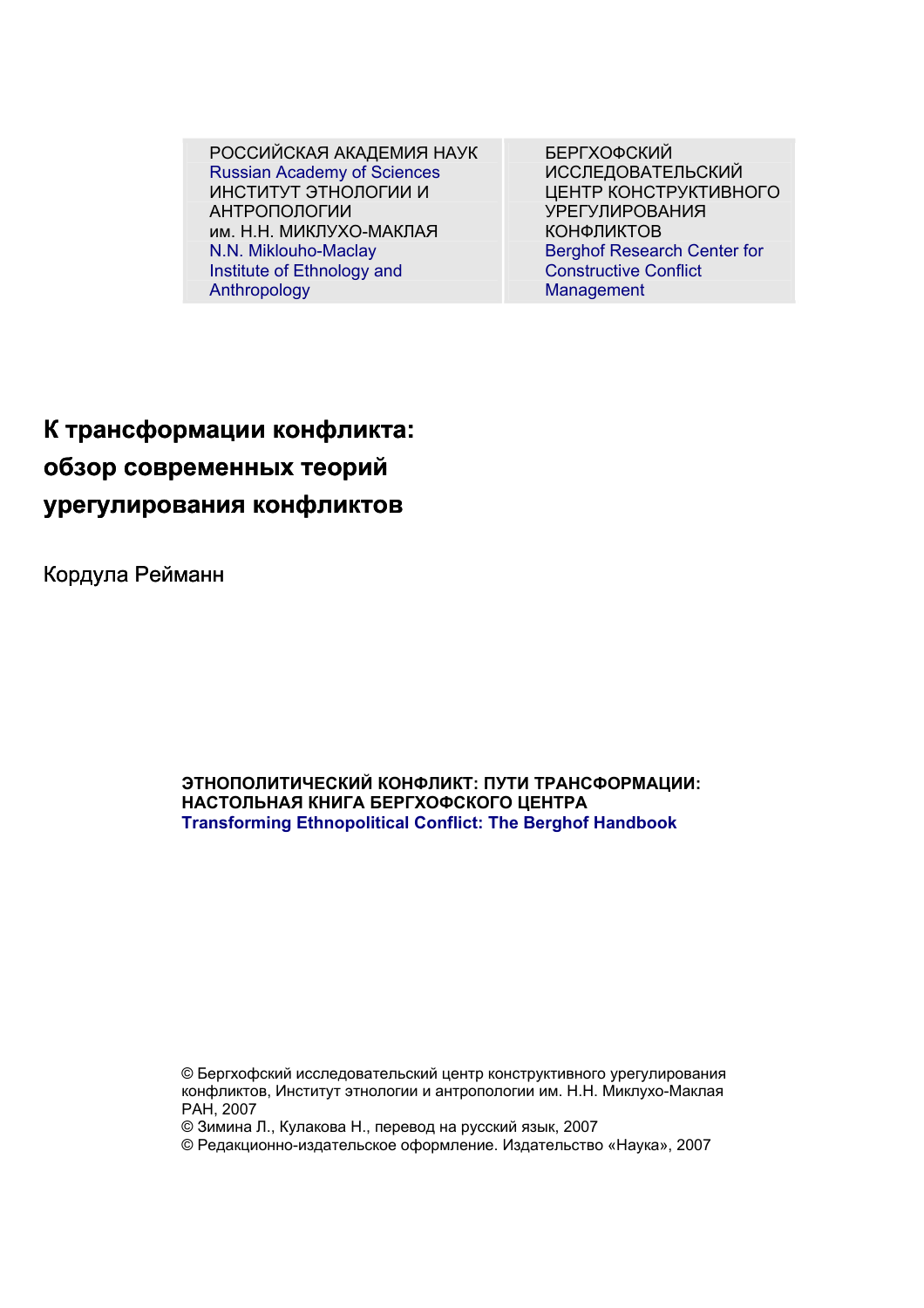| РОССИЙСКАЯ АКАДЕМИЯ НАУК<br>Russian Academy of Sciences<br>ИНСТИТУТ ЭТНОЛОГИИ И АНТРОПОЛОГИИ им. Н.Н. МИКЛУХО-МАКЛАЯ<br>N.N. Miklouho-Maclay Institute of Ethnology and Anthropology | БЕРГХОФСКИЙ ИССЛЕДОВАТЕЛЬСКИЙ ЦЕНТР КОНСТРУКТИВНОГО УРЕГУЛИРОВАНИЯ КОНФЛИКТОВ<br>Berghof Research Center for Constructive Conflict Management |
|---|---|

# К трансформации конфликта: обзор современных теорий урегулирования конфликтов

Кордула Рейманн

**ЭТНОПОЛИТИЧЕСКИЙ КОНФЛИКТ: ПУТИ ТРАНСФОРМАЦИИ: НАСТОЛЬНАЯ КНИГА БЕРГХОФСКОГО ЦЕНТРА**
**Transforming Ethnopolitical Conflict: The Berghof Handbook**

© Бергхофский исследовательский центр конструктивного урегулирования конфликтов, Институт этнологии и антропологии им. Н.Н. Миклухо-Маклая РАН, 2007
© Зимина Л., Кулакова Н., перевод на русский язык, 2007
© Редакционно-издательское оформление. Издательство «Наука», 2007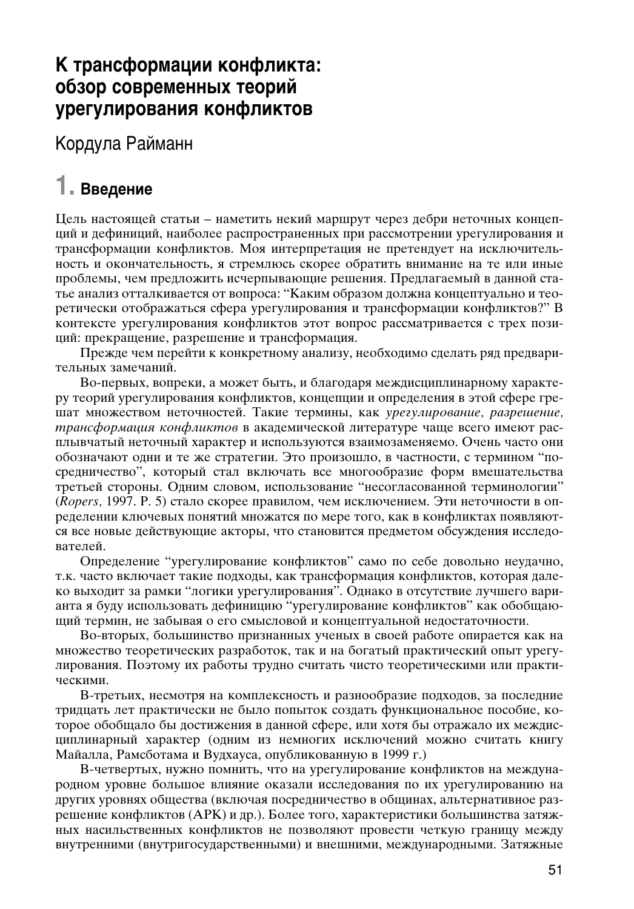# К трансформации конфликта: обзор современных теорий урегулирования конфликтов

Кордула Райманн

## 1. Введение

Цель настоящей статьи – наметить некий маршрут через дебри неточных концепций и дефиниций, наиболее распространенных при рассмотрении урегулирования и трансформации конфликтов. Моя интерпретация не претендует на исключительность и окончательность, я стремлюсь скорее обратить внимание на те или иные проблемы, чем предложить исчерпывающие решения. Предлагаемый в данной статье анализ отталкивается от вопроса: "Каким образом должна концептуально и теоретически отображаться сфера урегулирования и трансформации конфликтов?" В контексте урегулирования конфликтов этот вопрос рассматривается с трех позиций: прекращение, разрешение и трансформация.

Прежде чем перейти к конкретному анализу, необходимо сделать ряд предварительных замечаний.

Во-первых, вопреки, а может быть, и благодаря междисциплинарному характеру теорий урегулирования конфликтов, концепции и определения в этой сфере грешат множеством неточностей. Такие термины, как *урегулирование, разрешение, трансформация конфликтов* в академической литературе чаще всего имеют расплывчатый неточный характер и используются взаимозаменяемо. Очень часто они обозначают одни и те же стратегии. Это произошло, в частности, с термином "посредничество", который стал включать все многообразие форм вмешательства третьей стороны. Одним словом, использование "несогласованной терминологии" (*Ropers,* 1997. P. 5) стало скорее правилом, чем исключением. Эти неточности в определении ключевых понятий множатся по мере того, как в конфликтах появляются все новые действующие акторы, что становится предметом обсуждения исследователей.

Определение "урегулирование конфликтов" само по себе довольно неудачно, т.к. часто включает такие подходы, как трансформация конфликтов, которая далеко выходит за рамки "логики урегулирования". Однако в отсутствие лучшего варианта я буду использовать дефиницию "урегулирование конфликтов" как обобщающий термин, не забывая о его смысловой и концептуальной недостаточности.

Во-вторых, большинство признанных ученых в своей работе опирается как на множество теоретических разработок, так и на богатый практический опыт урегулирования. Поэтому их работы трудно считать чисто теоретическими или практическими.

В-третьих, несмотря на комплексность и разнообразие подходов, за последние тридцать лет практически не было попыток создать функциональное пособие, которое обобщало бы достижения в данной сфере, или хотя бы отражало их междисциплинарный характер (одним из немногих исключений можно считать книгу Майалла, Рамсботама и Вудхауса, опубликованную в 1999 г.)

В-четвертых, нужно помнить, что на урегулирование конфликтов на международном уровне большое влияние оказали исследования по их урегулированию на других уровнях общества (включая посредничество в общинах, альтернативное разрешение конфликтов (АРК) и др.). Более того, характеристики большинства затяжных насильственных конфликтов не позволяют провести четкую границу между внутренними (внутригосударственными) и внешними, международными. Затяжные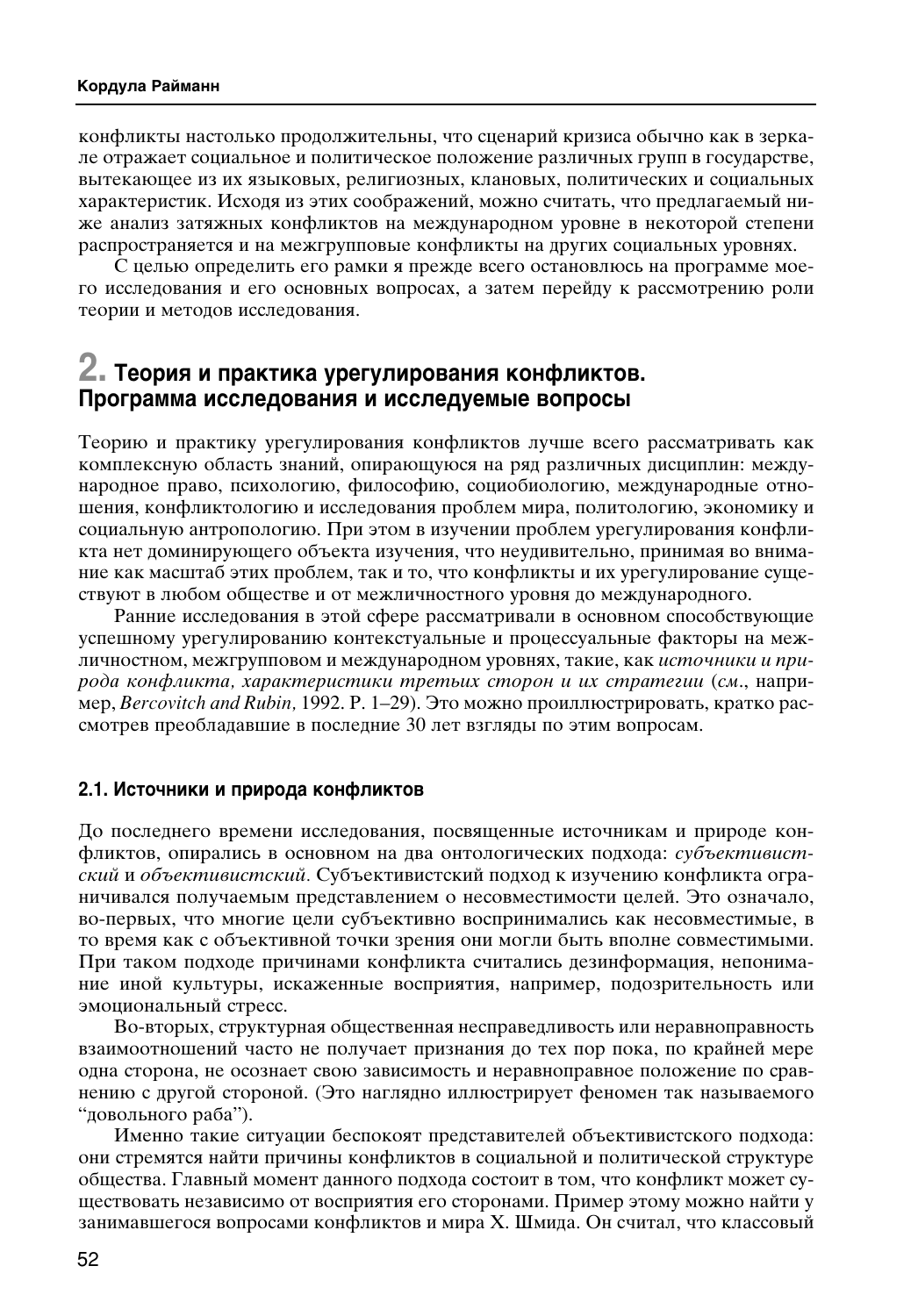конфликты настолько продолжительны, что сценарий кризиса обычно как в зеркале отражает социальное и политическое положение различных групп в государстве, вытекающее из их языковых, религиозных, клановых, политических и социальных характеристик. Исходя из этих соображений, можно считать, что предлагаемый ниже анализ затяжных конфликтов на международном уровне в некоторой степени распространяется и на межгрупповые конфликты на других социальных уровнях.

С целью определить его рамки я прежде всего остановлюсь на программе моего исследования и его основных вопросах, а затем перейду к рассмотрению роли теории и методов исследования.

## 2. Теория и практика урегулирования конфликтов. Программа исследования и исследуемые вопросы

Теорию и практику урегулирования конфликтов лучше всего рассматривать как комплексную область знаний, опирающуюся на ряд различных дисциплин: международное право, психологию, философию, социобиологию, международные отношения, конфликтологию и исследования проблем мира, политологию, экономику и социальную антропологию. При этом в изучении проблем урегулирования конфликта нет доминирующего объекта изучения, что неудивительно, принимая во внимание как масштаб этих проблем, так и то, что конфликты и их урегулирование существуют в любом обществе и от межличностного уровня до международного.

Ранние исследования в этой сфере рассматривали в основном способствующие успешному урегулированию контекстуальные и процессуальные факторы на межличностном, межгрупповом и международном уровнях, такие, как *источники и природа конфликта, характеристики третьих сторон и их стратегии* (*см*., например, *Bercovitch and Rubin,* 1992. P. 1–29). Это можно проиллюстрировать, кратко рассмотрев преобладавшие в последние 30 лет взгляды по этим вопросам.

### 2.1. Источники и природа конфликтов

До последнего времени исследования, посвященные источникам и природе конфликтов, опирались в основном на два онтологических подхода: *субъективистский* и *объективистский*. Субъективистский подход к изучению конфликта ограничивался получаемым представлением о несовместимости целей. Это означало, во-первых, что многие цели субъективно воспринимались как несовместимые, в то время как с объективной точки зрения они могли быть вполне совместимыми. При таком подходе причинами конфликта считались дезинформация, непонимание иной культуры, искаженные восприятия, например, подозрительность или эмоциональный стресс.

Во-вторых, структурная общественная несправедливость или неравноправность взаимоотношений часто не получает признания до тех пор пока, по крайней мере одна сторона, не осознает свою зависимость и неравноправное положение по сравнению с другой стороной. (Это наглядно иллюстрирует феномен так называемого "довольного раба").

Именно такие ситуации беспокоят представителей объективистского подхода: они стремятся найти причины конфликтов в социальной и политической структуре общества. Главный момент данного подхода состоит в том, что конфликт может существовать независимо от восприятия его сторонами. Пример этому можно найти у занимавшегося вопросами конфликтов и мира Х. Шмида. Он считал, что классовый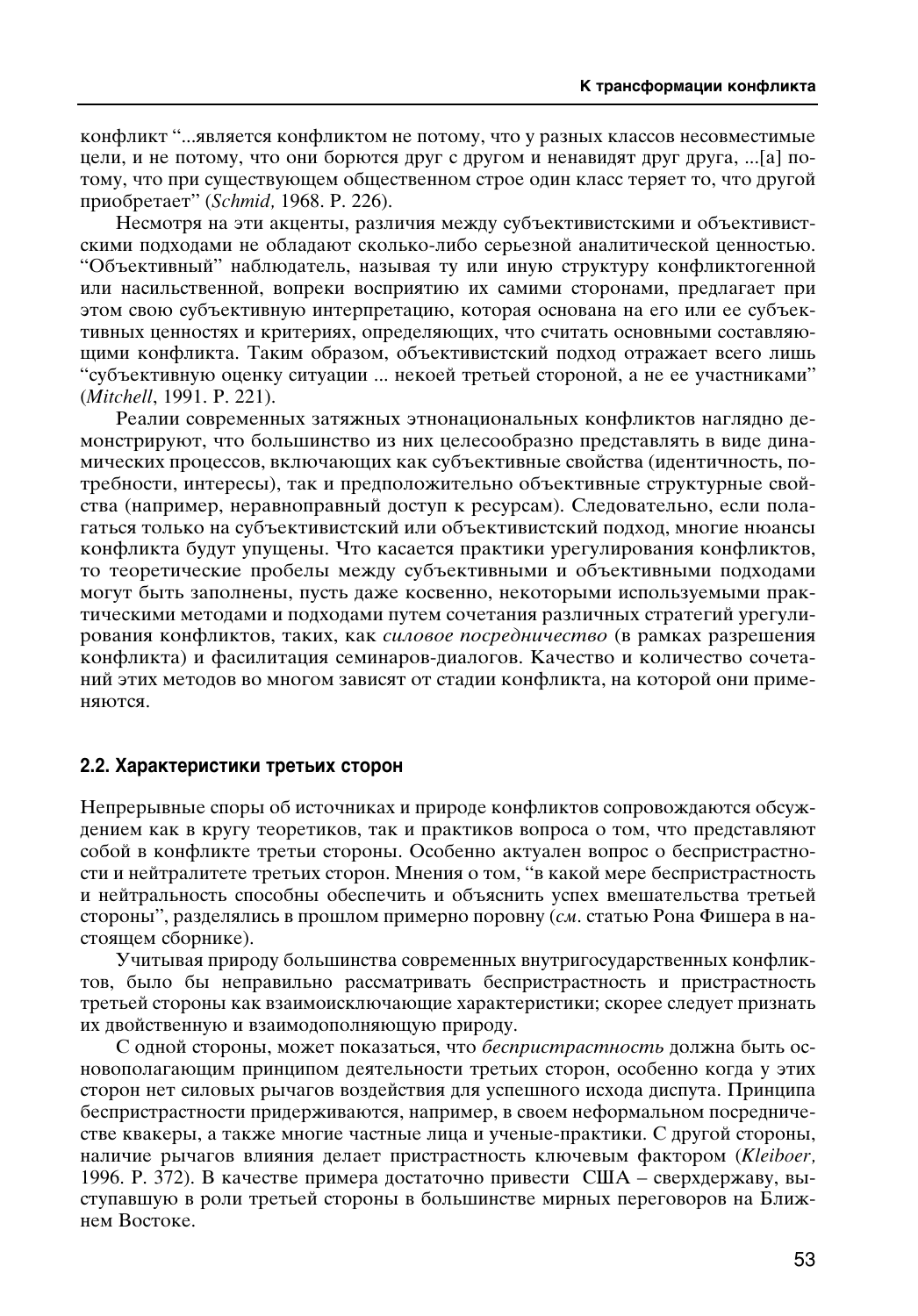конфликт "...является конфликтом не потому, что у разных классов несовместимые цели, и не потому, что они борются друг с другом и ненавидят друг друга, ...[а] потому, что при существующем общественном строе один класс теряет то, что другой приобретает" (*Schmid,* 1968. P. 226).

Несмотря на эти акценты, различия между субъективистскими и объективистскими подходами не обладают сколько-либо серьезной аналитической ценностью. "Объективный" наблюдатель, называя ту или иную структуру конфликтогенной или насильственной, вопреки восприятию их самими сторонами, предлагает при этом свою субъективную интерпретацию, которая основана на его или ее субъективных ценностях и критериях, определяющих, что считать основными составляющими конфликта. Таким образом, объективистский подход отражает всего лишь "субъективную оценку ситуации ... некоей третьей стороной, а не ее участниками" (*Mitchell*, 1991. P. 221).

Реалии современных затяжных этнонациональных конфликтов наглядно демонстрируют, что большинство из них целесообразно представлять в виде динамических процессов, включающих как субъективные свойства (идентичность, потребности, интересы), так и предположительно объективные структурные свойства (например, неравноправный доступ к ресурсам). Следовательно, если полагаться только на субъективистский или объективистский подход, многие нюансы конфликта будут упущены. Что касается практики урегулирования конфликтов, то теоретические пробелы между субъективными и объективными подходами могут быть заполнены, пусть даже косвенно, некоторыми используемыми практическими методами и подходами путем сочетания различных стратегий урегулирования конфликтов, таких, как *силовое посредничество* (в рамках разрешения конфликта) и фасилитация семинаров-диалогов. Качество и количество сочетаний этих методов во многом зависят от стадии конфликта, на которой они применяются.

### 2.2. Характеристики третьих сторон

Непрерывные споры об источниках и природе конфликтов сопровождаются обсуждением как в кругу теоретиков, так и практиков вопроса о том, что представляют собой в конфликте третьи стороны. Особенно актуален вопрос о беспристрастности и нейтралитете третьих сторон. Мнения о том, "в какой мере беспристрастность и нейтральность способны обеспечить и объяснить успех вмешательства третьей стороны", разделялись в прошлом примерно поровну (*см.* статью Рона Фишера в настоящем сборнике).

Учитывая природу большинства современных внутригосударственных конфликтов, было бы неправильно рассматривать беспристрастность и пристрастность третьей стороны как взаимоисключающие характеристики; скорее следует признать их двойственную и взаимодополняющую природу.

С одной стороны, может показаться, что *беспристрастность* должна быть основополагающим принципом деятельности третьих сторон, особенно когда у этих сторон нет силовых рычагов воздействия для успешного исхода диспута. Принципа беспристрастности придерживаются, например, в своем неформальном посредничестве квакеры, а также многие частные лица и ученые-практики. С другой стороны, наличие рычагов влияния делает пристрастность ключевым фактором (*Kleiboer,* 1996. P. 372). В качестве примера достаточно привести США – сверхдержаву, выступавшую в роли третьей стороны в большинстве мирных переговоров на Ближнем Востоке.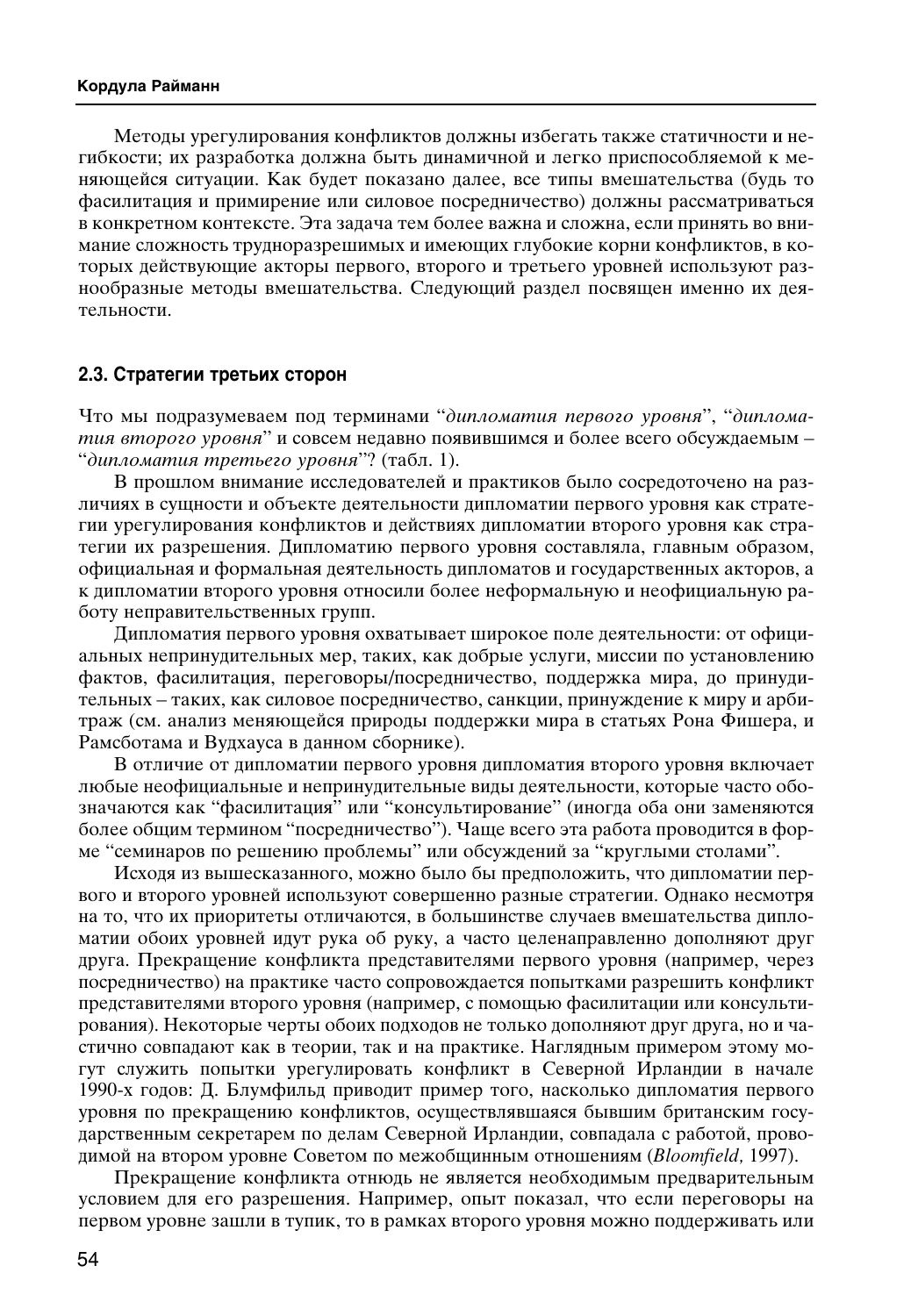Методы урегулирования конфликтов должны избегать также статичности и негибкости; их разработка должна быть динамичной и легко приспособляемой к меняющейся ситуации. Как будет показано далее, все типы вмешательства (будь то фасилитация и примирение или силовое посредничество) должны рассматриваться в конкретном контексте. Эта задача тем более важна и сложна, если принять во внимание сложность трудноразрешимых и имеющих глубокие корни конфликтов, в которых действующие акторы первого, второго и третьего уровней используют разнообразные методы вмешательства. Следующий раздел посвящен именно их деятельности.

### 2.3. Стратегии третьих сторон

Что мы подразумеваем под терминами "*дипломатия первого уровня*", "*дипломатия второго уровня*" и совсем недавно появившимся и более всего обсуждаемым – "*дипломатия третьего уровня*"? (табл. 1).

В прошлом внимание исследователей и практиков было сосредоточено на различиях в сущности и объекте деятельности дипломатии первого уровня как стратегии урегулирования конфликтов и действиях дипломатии второго уровня как стратегии их разрешения. Дипломатию первого уровня составляла, главным образом, официальная и формальная деятельность дипломатов и государственных акторов, а к дипломатии второго уровня относили более неформальную и неофициальную работу неправительственных групп.

Дипломатия первого уровня охватывает широкое поле деятельности: от официальных непринудительных мер, таких, как добрые услуги, миссии по установлению фактов, фасилитация, переговоры/посредничество, поддержка мира, до принудительных – таких, как силовое посредничество, санкции, принуждение к миру и арбитраж (см. анализ меняющейся природы поддержки мира в статьях Рона Фишера, и Рамсботама и Вудхауса в данном сборнике).

В отличие от дипломатии первого уровня дипломатия второго уровня включает любые неофициальные и непринудительные виды деятельности, которые часто обозначаются как "фасилитация" или "консультирование" (иногда оба они заменяются более общим термином "посредничество"). Чаще всего эта работа проводится в форме "семинаров по решению проблемы" или обсуждений за "круглыми столами".

Исходя из вышесказанного, можно было бы предположить, что дипломатии первого и второго уровней используют совершенно разные стратегии. Однако несмотря на то, что их приоритеты отличаются, в большинстве случаев вмешательства дипломатии обоих уровней идут рука об руку, а часто целенаправленно дополняют друг друга. Прекращение конфликта представителями первого уровня (например, через посредничество) на практике часто сопровождается попытками разрешить конфликт представителями второго уровня (например, с помощью фасилитации или консультирования). Некоторые черты обоих подходов не только дополняют друг друга, но и частично совпадают как в теории, так и на практике. Наглядным примером этому могут служить попытки урегулировать конфликт в Северной Ирландии в начале 1990-х годов: Д. Блумфильд приводит пример того, насколько дипломатия первого уровня по прекращению конфликтов, осуществлявшаяся бывшим британским государственным секретарем по делам Северной Ирландии, совпадала с работой, проводимой на втором уровне Советом по межобщинным отношениям (*Bloomfield*, 1997).

Прекращение конфликта отнюдь не является необходимым предварительным условием для его разрешения. Например, опыт показал, что если переговоры на первом уровне зашли в тупик, то в рамках второго уровня можно поддерживать или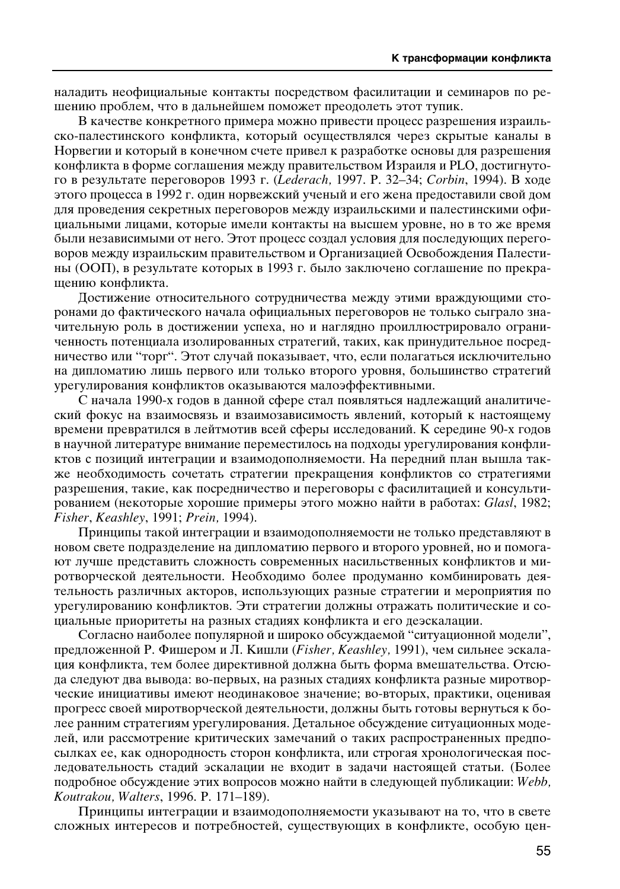наладить неофициальные контакты посредством фасилитации и семинаров по решению проблем, что в дальнейшем поможет преодолеть этот тупик.

В качестве конкретного примера можно привести процесс разрешения израильско-палестинского конфликта, который осуществлялся через скрытые каналы в Норвегии и который в конечном счете привел к разработке основы для разрешения конфликта в форме соглашения между правительством Израиля и PLO, достигнутого в результате переговоров 1993 г. (*Lederach,* 1997. P. 32–34; *Corbin*, 1994). В ходе этого процесса в 1992 г. один норвежский ученый и его жена предоставили свой дом для проведения секретных переговоров между израильскими и палестинскими официальными лицами, которые имели контакты на высшем уровне, но в то же время были независимыми от него. Этот процесс создал условия для последующих переговоров между израильским правительством и Организацией Освобождения Палестины (ООП), в результате которых в 1993 г. было заключено соглашение по прекращению конфликта.

Достижение относительного сотрудничества между этими враждующими сторонами до фактического начала официальных переговоров не только сыграло значительную роль в достижении успеха, но и наглядно проиллюстрировало ограниченность потенциала изолированных стратегий, таких, как принудительное посредничество или "торг". Этот случай показывает, что, если полагаться исключительно на дипломатию лишь первого или только второго уровня, большинство стратегий урегулирования конфликтов оказываются малоэффективными.

С начала 1990-х годов в данной сфере стал появляться надлежащий аналитический фокус на взаимосвязь и взаимозависимость явлений, который к настоящему времени превратился в лейтмотив всей сферы исследований. К середине 90-х годов в научной литературе внимание переместилось на подходы урегулирования конфликтов с позиций интеграции и взаимодополняемости. На передний план вышла также необходимость сочетать стратегии прекращения конфликтов со стратегиями разрешения, такие, как посредничество и переговоры с фасилитацией и консультированием (некоторые хорошие примеры этого можно найти в работах: *Glasl*, 1982; *Fisher*, *Keashley*, 1991; *Prein,* 1994).

Принципы такой интеграции и взаимодополняемости не только представляют в новом свете подразделение на дипломатию первого и второго уровней, но и помогают лучше представить сложность современных насильственных конфликтов и миротворческой деятельности. Необходимо более продуманно комбинировать деятельность различных акторов, использующих разные стратегии и мероприятия по урегулированию конфликтов. Эти стратегии должны отражать политические и социальные приоритеты на разных стадиях конфликта и его деэскалации.

Согласно наиболее популярной и широко обсуждаемой "ситуационной модели", предложенной Р. Фишером и Л. Кишли (*Fisher, Keashley,* 1991), чем сильнее эскалация конфликта, тем более директивной должна быть форма вмешательства. Отсюда следуют два вывода: во-первых, на разных стадиях конфликта разные миротворческие инициативы имеют неодинаковое значение; во-вторых, практики, оценивая прогресс своей миротворческой деятельности, должны быть готовы вернуться к более ранним стратегиям урегулирования. Детальное обсуждение ситуационных моделей, или рассмотрение критических замечаний о таких распространенных предпосылках ее, как однородность сторон конфликта, или строгая хронологическая последовательность стадий эскалации не входит в задачи настоящей статьи. (Более подробное обсуждение этих вопросов можно найти в следующей публикации: *Webb, Koutrakou, Walters*, 1996. P. 171–189).

Принципы интеграции и взаимодополняемости указывают на то, что в свете сложных интересов и потребностей, существующих в конфликте, особую цен-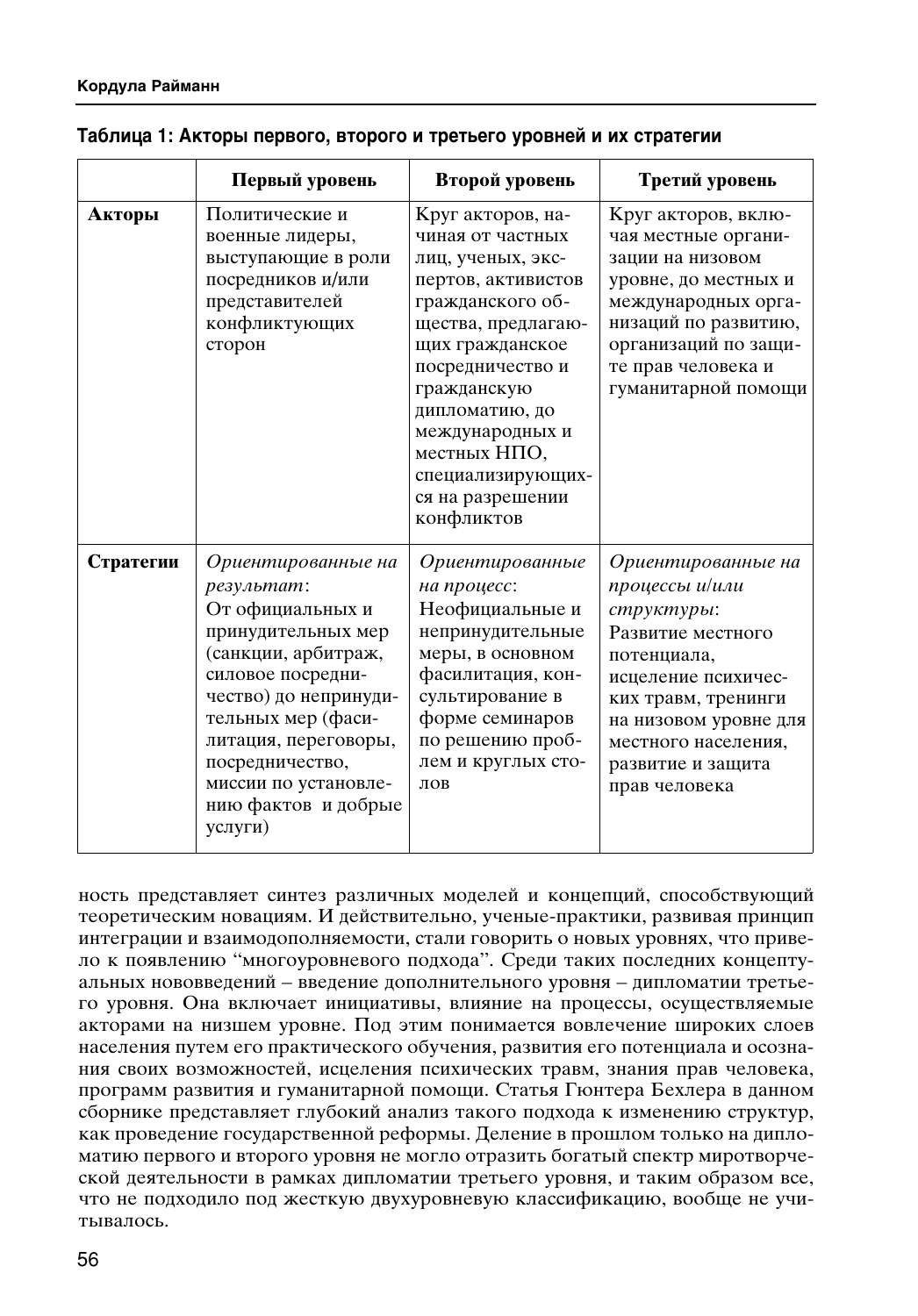**Таблица 1: Акторы первого, второго и третьего уровней и их стратегии**

| | Первый уровень | Второй уровень | Третий уровень |
|---|---|---|---|
| **Акторы** | Политические и военные лидеры, выступающие в роли посредников и/или представителей конфликтующих сторон | Круг акторов, начиная от частных лиц, ученых, экспертов, активистов гражданского общества, предлагающих гражданское посредничество и гражданскую дипломатию, до международных и местных НПО, специализирующихся на разрешении конфликтов | Круг акторов, включая местные организации на низовом уровне, до местных и международных организаций по развитию, организаций по защите прав человека и гуманитарной помощи |
| **Стратегии** | *Ориентированные на результат*: От официальных и принудительных мер (санкции, арбитраж, силовое посредничество) до непринудительных мер (фасилитация, переговоры, посредничество, миссии по установлению фактов и добрые услуги) | *Ориентированные на процесс*: Неофициальные и непринудительные меры, в основном фасилитация, консультирование в форме семинаров по решению проблем и круглых столов | *Ориентированные на процессы и/или структуры*: Развитие местного потенциала, исцеление психических травм, тренинги на низовом уровне для местного населения, развитие и защита прав человека |

ность представляет синтез различных моделей и концепций, способствующий теоретическим новациям. И действительно, ученые-практики, развивая принцип интеграции и взаимодополняемости, стали говорить о новых уровнях, что привело к появлению "многоуровневого подхода". Среди таких последних концептуальных нововведений – введение дополнительного уровня – дипломатии третьего уровня. Она включает инициативы, влияние на процессы, осуществляемые акторами на низшем уровне. Под этим понимается вовлечение широких слоев населения путем его практического обучения, развития его потенциала и осознания своих возможностей, исцеления психических травм, знания прав человека, программ развития и гуманитарной помощи. Статья Гюнтера Бехлера в данном сборнике представляет глубокий анализ такого подхода к изменению структур, как проведение государственной реформы. Деление в прошлом только на дипломатию первого и второго уровня не могло отразить богатый спектр миротворческой деятельности в рамках дипломатии третьего уровня, и таким образом все, что не подходило под жесткую двухуровневую классификацию, вообще не учитывалось.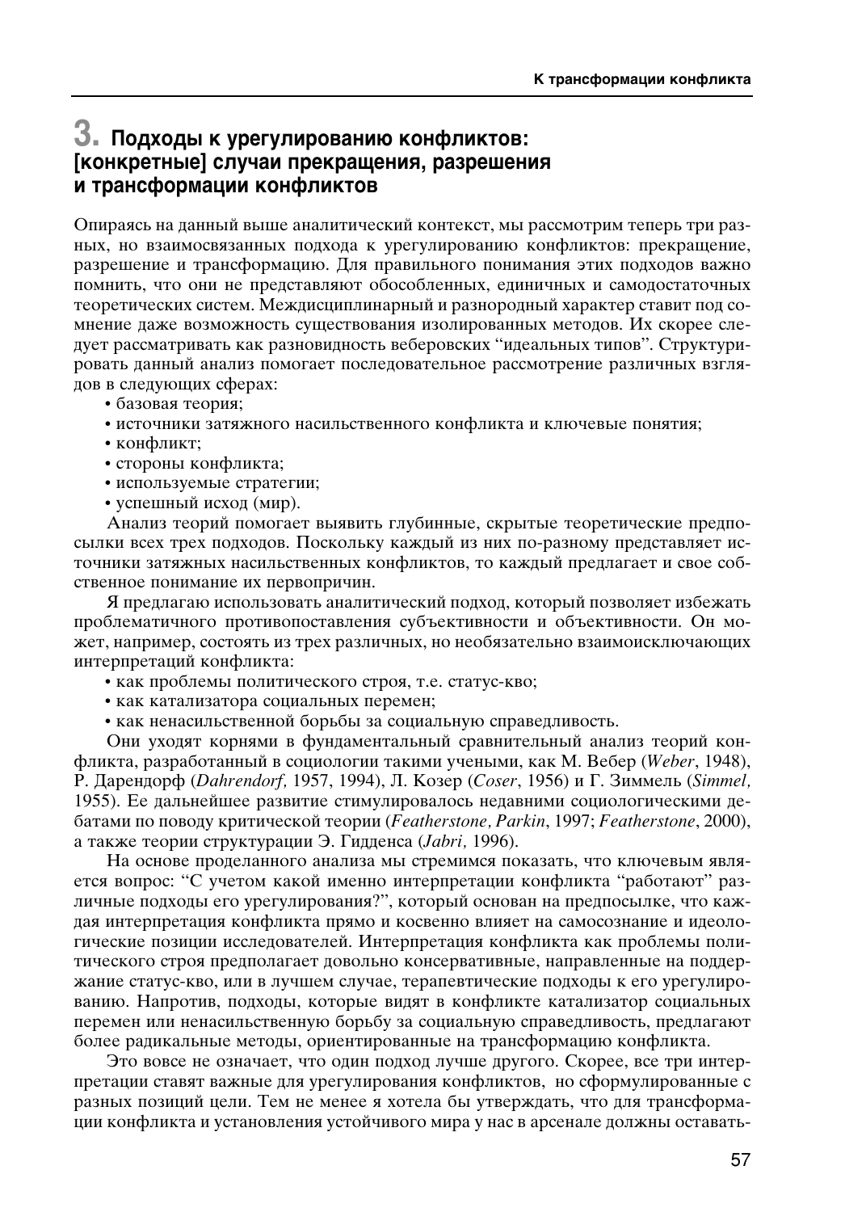# 3. Подходы к урегулированию конфликтов: [конкретные] случаи прекращения, разрешения и трансформации конфликтов

Опираясь на данный выше аналитический контекст, мы рассмотрим теперь три разных, но взаимосвязанных подхода к урегулированию конфликтов: прекращение, разрешение и трансформацию. Для правильного понимания этих подходов важно помнить, что они не представляют обособленных, единичных и самодостаточных теоретических систем. Междисциплинарный и разнородный характер ставит под сомнение даже возможность существования изолированных методов. Их скорее следует рассматривать как разновидность веберовских "идеальных типов". Структурировать данный анализ помогает последовательное рассмотрение различных взглядов в следующих сферах:

- базовая теория;
- источники затяжного насильственного конфликта и ключевые понятия;
- конфликт;
- стороны конфликта;
- используемые стратегии;
- успешный исход (мир).

Анализ теорий помогает выявить глубинные, скрытые теоретические предпосылки всех трех подходов. Поскольку каждый из них по-разному представляет источники затяжных насильственных конфликтов, то каждый предлагает и свое собственное понимание их первопричин.

Я предлагаю использовать аналитический подход, который позволяет избежать проблематичного противопоставления субъективности и объективности. Он может, например, состоять из трех различных, но необязательно взаимоисключающих интерпретаций конфликта:

- как проблемы политического строя, т.е. статус-кво;
- как катализатора социальных перемен;
- как ненасильственной борьбы за социальную справедливость.

Они уходят корнями в фундаментальный сравнительный анализ теорий конфликта, разработанный в социологии такими учеными, как М. Вебер (*Weber*, 1948), Р. Дарендорф (*Dahrendorf,* 1957, 1994), Л. Козер (*Coser*, 1956) и Г. Зиммель (*Simmel,* 1955). Ее дальнейшее развитие стимулировалось недавними социологическими дебатами по поводу критической теории (*Featherstone, Parkin*, 1997; *Featherstone*, 2000), а также теории структурации Э. Гидденса (*Jabri,* 1996).

На основе проделанного анализа мы стремимся показать, что ключевым является вопрос: "С учетом какой именно интерпретации конфликта "работают" различные подходы его урегулирования?", который основан на предпосылке, что каждая интерпретация конфликта прямо и косвенно влияет на самосознание и идеологические позиции исследователей. Интерпретация конфликта как проблемы политического строя предполагает довольно консервативные, направленные на поддержание статус-кво, или в лучшем случае, терапевтические подходы к его урегулированию. Напротив, подходы, которые видят в конфликте катализатор социальных перемен или ненасильственную борьбу за социальную справедливость, предлагают более радикальные методы, ориентированные на трансформацию конфликта.

Это вовсе не означает, что один подход лучше другого. Скорее, все три интерпретации ставят важные для урегулирования конфликтов, но сформулированные с разных позиций цели. Тем не менее я хотела бы утверждать, что для трансформации конфликта и установления устойчивого мира у нас в арсенале должны оставать-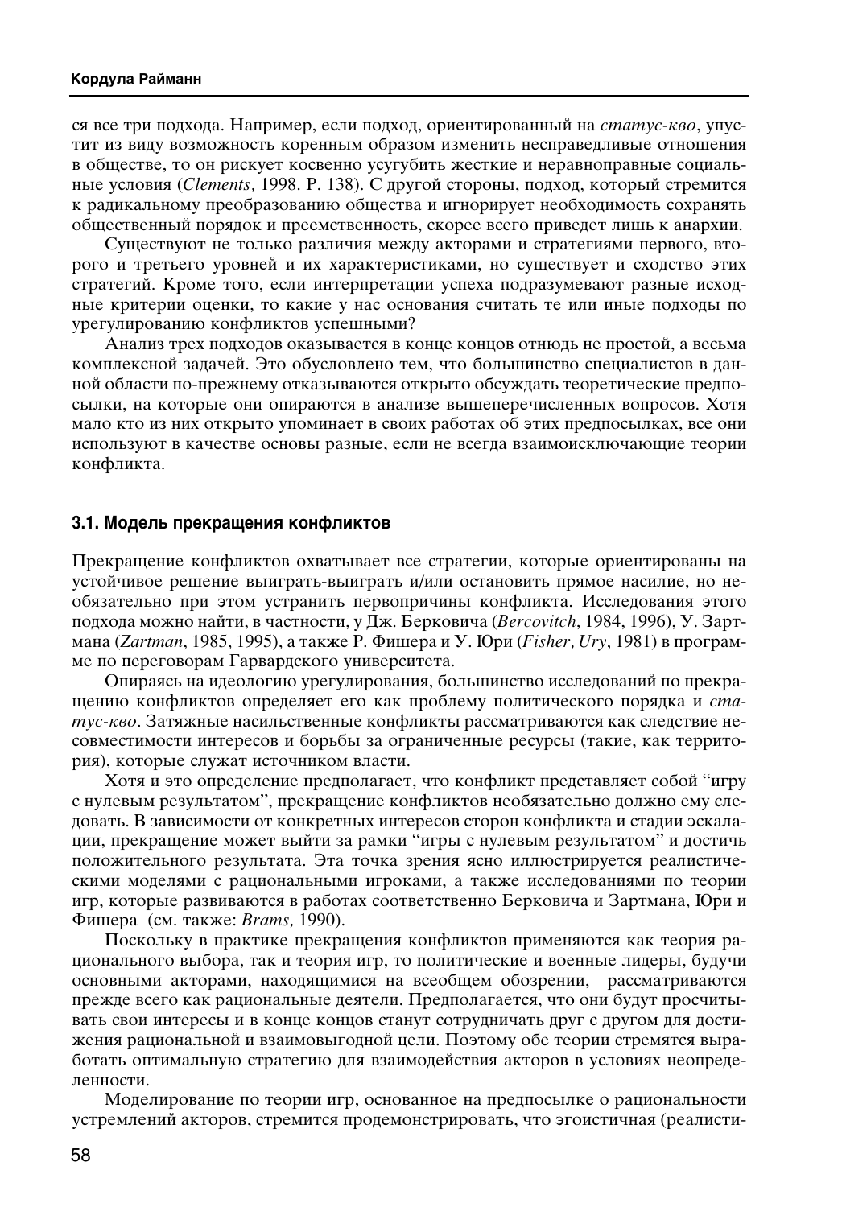ся все три подхода. Например, если подход, ориентированный на *статус-кво*, упустит из виду возможность коренным образом изменить несправедливые отношения в обществе, то он рискует косвенно усугубить жесткие и неравноправные социальные условия (*Clements,* 1998. P. 138). С другой стороны, подход, который стремится к радикальному преобразованию общества и игнорирует необходимость сохранять общественный порядок и преемственность, скорее всего приведет лишь к анархии.

Существуют не только различия между акторами и стратегиями первого, второго и третьего уровней и их характеристиками, но существует и сходство этих стратегий. Кроме того, если интерпретации успеха подразумевают разные исходные критерии оценки, то какие у нас основания считать те или иные подходы по урегулированию конфликтов успешными?

Анализ трех подходов оказывается в конце концов отнюдь не простой, а весьма комплексной задачей. Это обусловлено тем, что большинство специалистов в данной области по-прежнему отказываются открыто обсуждать теоретические предпосылки, на которые они опираются в анализе вышеперечисленных вопросов. Хотя мало кто из них открыто упоминает в своих работах об этих предпосылках, все они используют в качестве основы разные, если не всегда взаимоисключающие теории конфликта.

### 3.1. Модель прекращения конфликтов

Прекращение конфликтов охватывает все стратегии, которые ориентированы на устойчивое решение выиграть-выиграть и/или остановить прямое насилие, но необязательно при этом устранить первопричины конфликта. Исследования этого подхода можно найти, в частности, у Дж. Берковича (*Bercovitch*, 1984, 1996), У. Зартмана (*Zartman*, 1985, 1995), а также Р. Фишера и У. Юри (*Fisher, Ury*, 1981) в программе по переговорам Гарвардского университета.

Опираясь на идеологию урегулирования, большинство исследований по прекращению конфликтов определяет его как проблему политического порядка и *статус-кво*. Затяжные насильственные конфликты рассматриваются как следствие несовместимости интересов и борьбы за ограниченные ресурсы (такие, как территория), которые служат источником власти.

Хотя и это определение предполагает, что конфликт представляет собой "игру с нулевым результатом", прекращение конфликтов необязательно должно ему следовать. В зависимости от конкретных интересов сторон конфликта и стадии эскалации, прекращение может выйти за рамки "игры с нулевым результатом" и достичь положительного результата. Эта точка зрения ясно иллюстрируется реалистическими моделями с рациональными игроками, а также исследованиями по теории игр, которые развиваются в работах соответственно Берковича и Зартмана, Юри и Фишера (см. также: *Brams,* 1990).

Поскольку в практике прекращения конфликтов применяются как теория рационального выбора, так и теория игр, то политические и военные лидеры, будучи основными акторами, находящимися на всеобщем обозрении, рассматриваются прежде всего как рациональные деятели. Предполагается, что они будут просчитывать свои интересы и в конце концов станут сотрудничать друг с другом для достижения рациональной и взаимовыгодной цели. Поэтому обе теории стремятся выработать оптимальную стратегию для взаимодействия акторов в условиях неопределенности.

Моделирование по теории игр, основанное на предпосылке о рациональности устремлений акторов, стремится продемонстрировать, что эгоистичная (реалисти-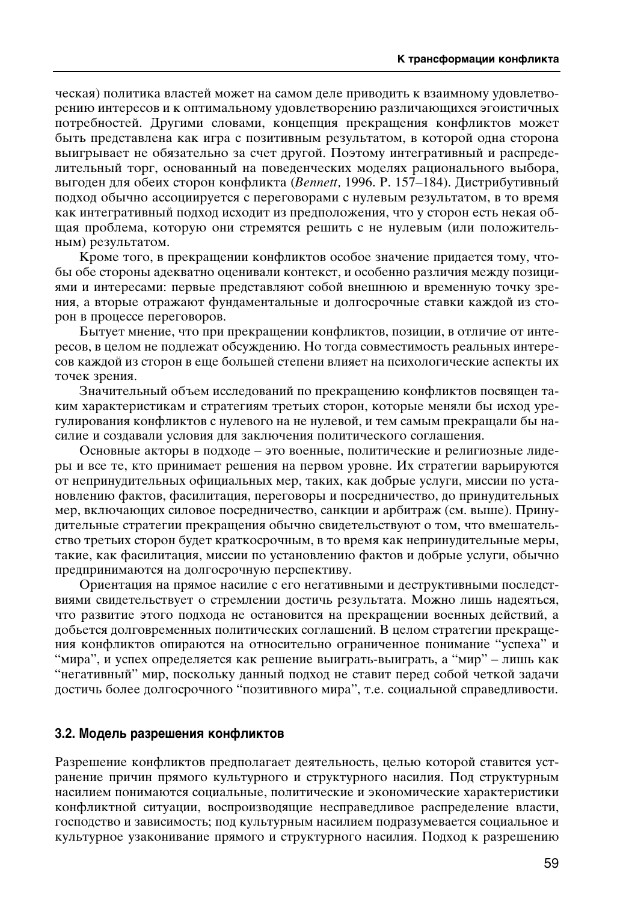ческая) политика властей может на самом деле приводить к взаимному удовлетворению интересов и к оптимальному удовлетворению различающихся эгоистичных потребностей. Другими словами, концепция прекращения конфликтов может быть представлена как игра с позитивным результатом, в которой одна сторона выигрывает не обязательно за счет другой. Поэтому интегративный и распределительный торг, основанный на поведенческих моделях рационального выбора, выгоден для обеих сторон конфликта (*Bennett,* 1996. P. 157–184). Дистрибутивный подход обычно ассоциируется с переговорами с нулевым результатом, в то время как интегративный подход исходит из предположения, что у сторон есть некая общая проблема, которую они стремятся решить с не нулевым (или положительным) результатом.

Кроме того, в прекращении конфликтов особое значение придается тому, чтобы обе стороны адекватно оценивали контекст, и особенно различия между позициями и интересами: первые представляют собой внешнюю и временную точку зрения, а вторые отражают фундаментальные и долгосрочные ставки каждой из сторон в процессе переговоров.

Бытует мнение, что при прекращении конфликтов, позиции, в отличие от интересов, в целом не подлежат обсуждению. Но тогда совместимость реальных интересов каждой из сторон в еще большей степени влияет на психологические аспекты их точек зрения.

Значительный объем исследований по прекращению конфликтов посвящен таким характеристикам и стратегиям третьих сторон, которые меняли бы исход урегулирования конфликтов с нулевого на не нулевой, и тем самым прекращали бы насилие и создавали условия для заключения политического соглашения.

Основные акторы в подходе – это военные, политические и религиозные лидеры и все те, кто принимает решения на первом уровне. Их стратегии варьируются от непринудительных официальных мер, таких, как добрые услуги, миссии по установлению фактов, фасилитация, переговоры и посредничество, до принудительных мер, включающих силовое посредничество, санкции и арбитраж (см. выше). Принудительные стратегии прекращения обычно свидетельствуют о том, что вмешательство третьих сторон будет краткосрочным, в то время как непринудительные меры, такие, как фасилитация, миссии по установлению фактов и добрые услуги, обычно предпринимаются на долгосрочную перспективу.

Ориентация на прямое насилие с его негативными и деструктивными последствиями свидетельствует о стремлении достичь результата. Можно лишь надеяться, что развитие этого подхода не остановится на прекращении военных действий, а добьется долговременных политических соглашений. В целом стратегии прекращения конфликтов опираются на относительно ограниченное понимание "успеха" и "мира", и успех определяется как решение выиграть-выиграть, а "мир" – лишь как "негативный" мир, поскольку данный подход не ставит перед собой четкой задачи достичь более долгосрочного "позитивного мира", т.е. социальной справедливости.

### 3.2. Модель разрешения конфликтов

Разрешение конфликтов предполагает деятельность, целью которой ставится устранение причин прямого культурного и структурного насилия. Под структурным насилием понимаются социальные, политические и экономические характеристики конфликтной ситуации, воспроизводящие несправедливое распределение власти, господство и зависимость; под культурным насилием подразумевается социальное и культурное узаконивание прямого и структурного насилия. Подход к разрешению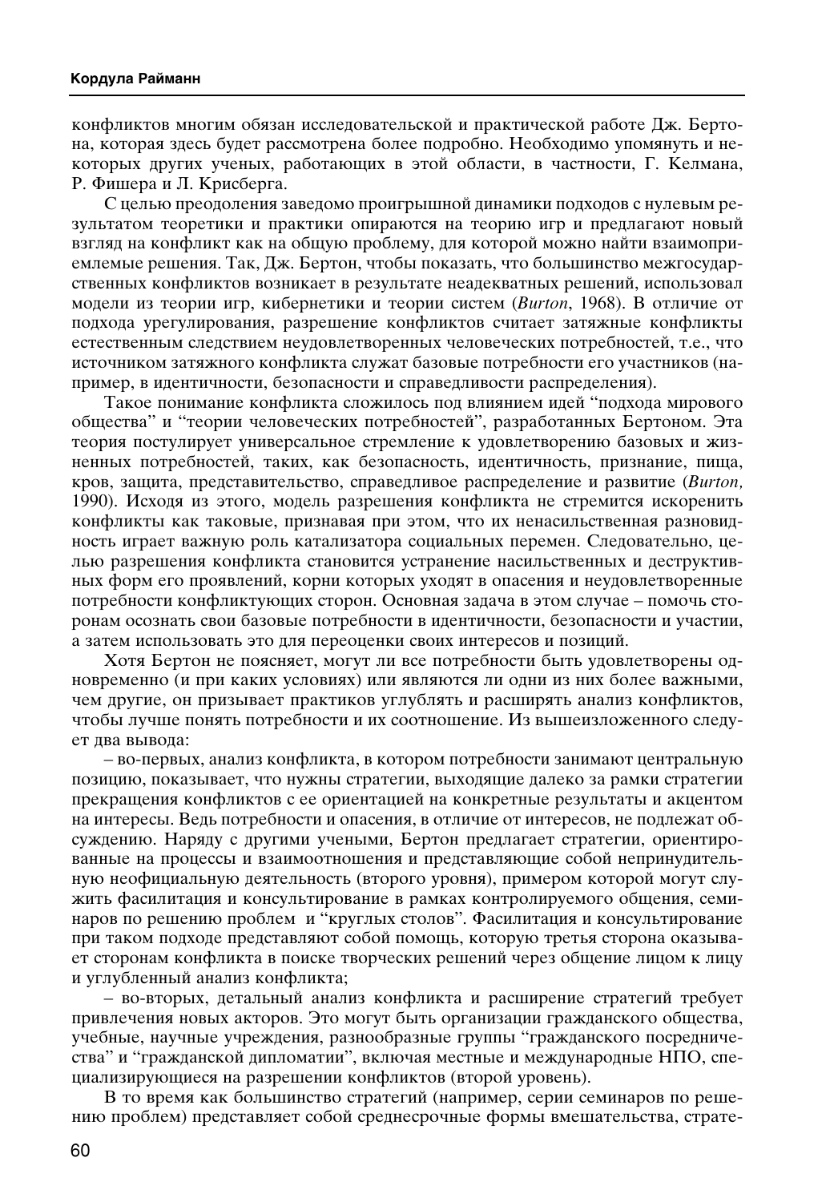конфликтов многим обязан исследовательской и практической работе Дж. Бертона, которая здесь будет рассмотрена более подробно. Необходимо упомянуть и некоторых других ученых, работающих в этой области, в частности, Г. Келмана, Р. Фишера и Л. Крисберга.

С целью преодоления заведомо проигрышной динамики подходов с нулевым результатом теоретики и практики опираются на теорию игр и предлагают новый взгляд на конфликт как на общую проблему, для которой можно найти взаимоприемлемые решения. Так, Дж. Бертон, чтобы показать, что большинство межгосударственных конфликтов возникает в результате неадекватных решений, использовал модели из теории игр, кибернетики и теории систем (*Burton*, 1968). В отличие от подхода урегулирования, разрешение конфликтов считает затяжные конфликты естественным следствием неудовлетворенных человеческих потребностей, т.е., что источником затяжного конфликта служат базовые потребности его участников (например, в идентичности, безопасности и справедливости распределения).

Такое понимание конфликта сложилось под влиянием идей "подхода мирового общества" и "теории человеческих потребностей", разработанных Бертоном. Эта теория постулирует универсальное стремление к удовлетворению базовых и жизненных потребностей, таких, как безопасность, идентичность, признание, пища, кров, защита, представительство, справедливое распределение и развитие (*Burton,* 1990). Исходя из этого, модель разрешения конфликта не стремится искоренить конфликты как таковые, признавая при этом, что их ненасильственная разновидность играет важную роль катализатора социальных перемен. Следовательно, целью разрешения конфликта становится устранение насильственных и деструктивных форм его проявлений, корни которых уходят в опасения и неудовлетворенные потребности конфликтующих сторон. Основная задача в этом случае – помочь сторонам осознать свои базовые потребности в идентичности, безопасности и участии, а затем использовать это для переоценки своих интересов и позиций.

Хотя Бертон не поясняет, могут ли все потребности быть удовлетворены одновременно (и при каких условиях) или являются ли одни из них более важными, чем другие, он призывает практиков углублять и расширять анализ конфликтов, чтобы лучше понять потребности и их соотношение. Из вышеизложенного следует два вывода:

– во-первых, анализ конфликта, в котором потребности занимают центральную позицию, показывает, что нужны стратегии, выходящие далеко за рамки стратегии прекращения конфликтов с ее ориентацией на конкретные результаты и акцентом на интересы. Ведь потребности и опасения, в отличие от интересов, не подлежат обсуждению. Наряду с другими учеными, Бертон предлагает стратегии, ориентированные на процессы и взаимоотношения и представляющие собой непринудительную неофициальную деятельность (второго уровня), примером которой могут служить фасилитация и консультирование в рамках контролируемого общения, семинаров по решению проблем и "круглых столов". Фасилитация и консультирование при таком подходе представляют собой помощь, которую третья сторона оказывает сторонам конфликта в поиске творческих решений через общение лицом к лицу и углубленный анализ конфликта;

– во-вторых, детальный анализ конфликта и расширение стратегий требует привлечения новых акторов. Это могут быть организации гражданского общества, учебные, научные учреждения, разнообразные группы "гражданского посредничества" и "гражданской дипломатии", включая местные и международные НПО, специализирующиеся на разрешении конфликтов (второй уровень).

В то время как большинство стратегий (например, серии семинаров по решению проблем) представляет собой среднесрочные формы вмешательства, страте-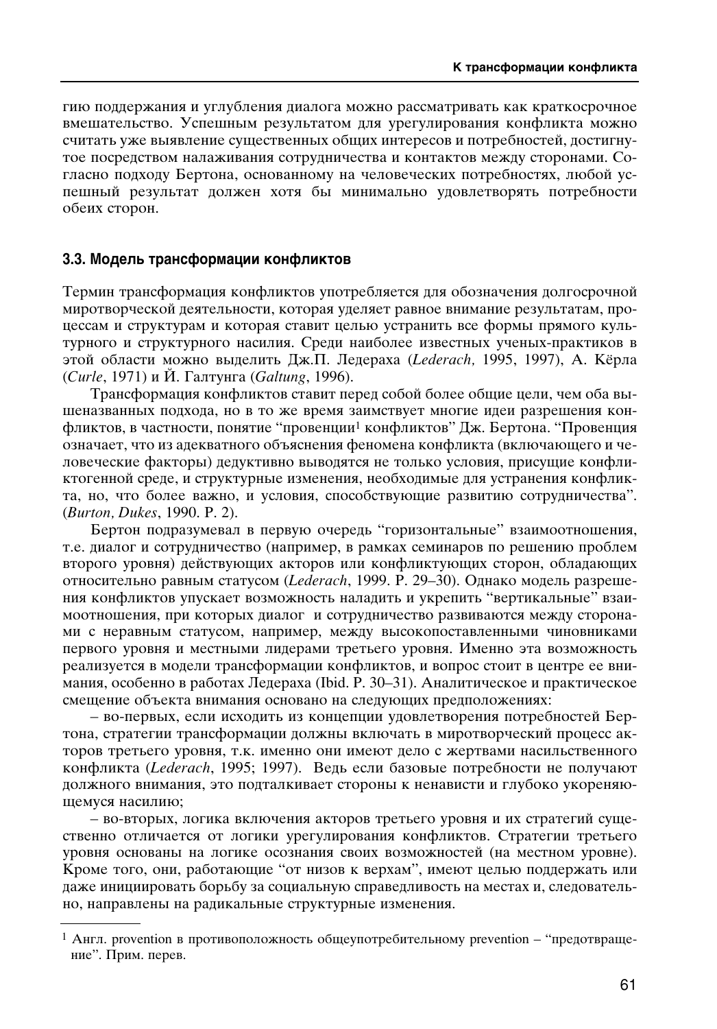гию поддержания и углубления диалога можно рассматривать как краткосрочное вмешательство. Успешным результатом для урегулирования конфликта можно считать уже выявление существенных общих интересов и потребностей, достигнутое посредством налаживания сотрудничества и контактов между сторонами. Согласно подходу Бертона, основанному на человеческих потребностях, любой успешный результат должен хотя бы минимально удовлетворять потребности обеих сторон.

### 3.3. Модель трансформации конфликтов

Термин трансформация конфликтов употребляется для обозначения долгосрочной миротворческой деятельности, которая уделяет равное внимание результатам, процессам и структурам и которая ставит целью устранить все формы прямого культурного и структурного насилия. Среди наиболее известных ученых-практиков в этой области можно выделить Дж.П. Ледераха (*Lederach,* 1995, 1997), А. Кёрла (*Curle*, 1971) и Й. Галтунга (*Galtung*, 1996).

Трансформация конфликтов ставит перед собой более общие цели, чем оба вышеназванных подхода, но в то же время заимствует многие идеи разрешения конфликтов, в частности, понятие "провенции[1] конфликтов" Дж. Бертона. "Провенция означает, что из адекватного объяснения феномена конфликта (включающего и человеческие факторы) дедуктивно выводятся не только условия, присущие конфликтогенной среде, и структурные изменения, необходимые для устранения конфликта, но, что более важно, и условия, способствующие развитию сотрудничества". (*Burton, Dukes*, 1990. P. 2).

Бертон подразумевал в первую очередь "горизонтальные" взаимоотношения, т.е. диалог и сотрудничество (например, в рамках семинаров по решению проблем второго уровня) действующих акторов или конфликтующих сторон, обладающих относительно равным статусом (*Lederach*, 1999. P. 29–30). Однако модель разрешения конфликтов упускает возможность наладить и укрепить "вертикальные" взаимоотношения, при которых диалог и сотрудничество развиваются между сторонами с неравным статусом, например, между высокопоставленными чиновниками первого уровня и местными лидерами третьего уровня. Именно эта возможность реализуется в модели трансформации конфликтов, и вопрос стоит в центре ее внимания, особенно в работах Ледераха (Ibid. P. 30–31). Аналитическое и практическое смещение объекта внимания основано на следующих предположениях:

– во-первых, если исходить из концепции удовлетворения потребностей Бертона, стратегии трансформации должны включать в миротворческий процесс акторов третьего уровня, т.к. именно они имеют дело с жертвами насильственного конфликта (*Lederach*, 1995; 1997). Ведь если базовые потребности не получают должного внимания, это подталкивает стороны к ненависти и глубоко укореняющемуся насилию;

– во-вторых, логика включения акторов третьего уровня и их стратегий существенно отличается от логики урегулирования конфликтов. Стратегии третьего уровня основаны на логике осознания своих возможностей (на местном уровне). Кроме того, они, работающие "от низов к верхам", имеют целью поддержать или даже инициировать борьбу за социальную справедливость на местах и, следовательно, направлены на радикальные структурные изменения.

---

[1] Англ. provention в противоположность общеупотребительному prevention – "предотвращение". Прим. перев.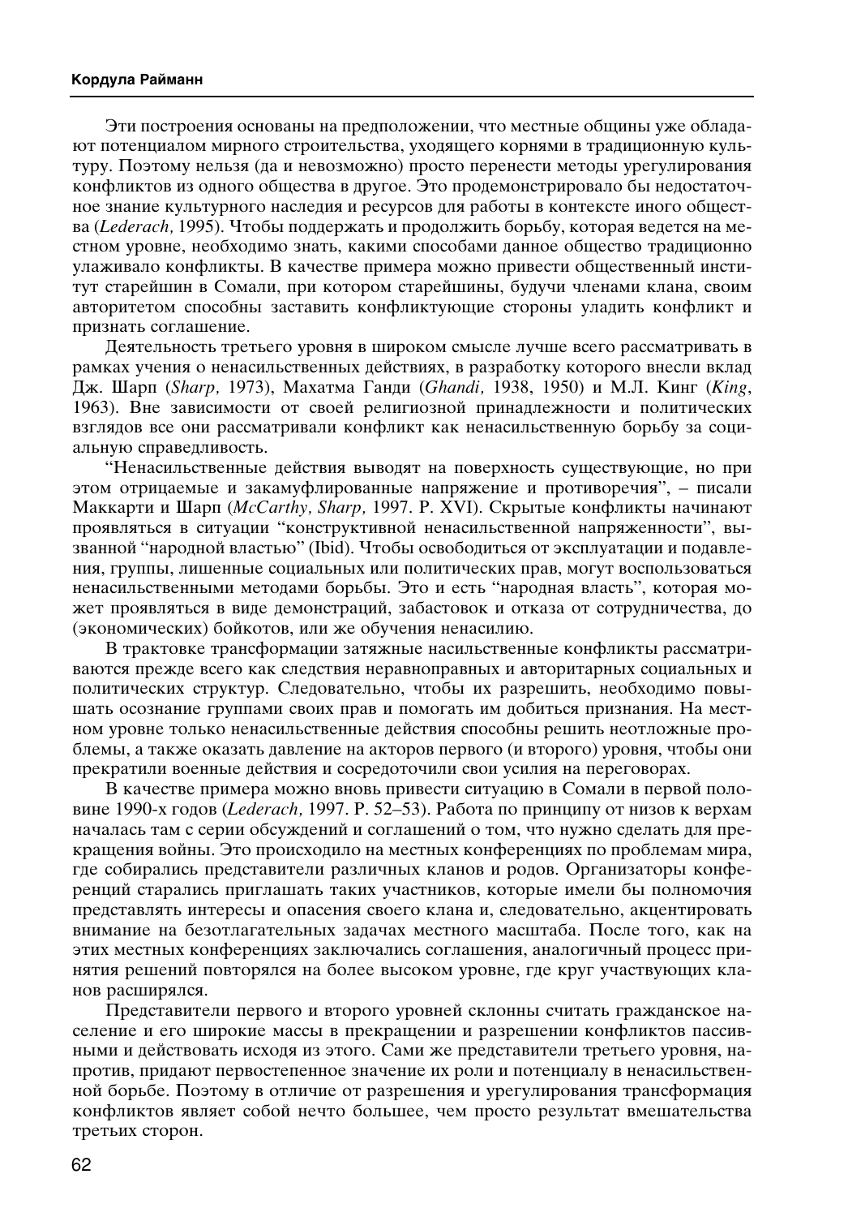Эти построения основаны на предположении, что местные общины уже обладают потенциалом мирного строительства, уходящего корнями в традиционную культуру. Поэтому нельзя (да и невозможно) просто перенести методы урегулирования конфликтов из одного общества в другое. Это продемонстрировало бы недостаточное знание культурного наследия и ресурсов для работы в контексте иного общества (*Lederach,* 1995). Чтобы поддержать и продолжить борьбу, которая ведется на местном уровне, необходимо знать, какими способами данное общество традиционно улаживало конфликты. В качестве примера можно привести общественный институт старейшин в Сомали, при котором старейшины, будучи членами клана, своим авторитетом способны заставить конфликтующие стороны уладить конфликт и признать соглашение.

Деятельность третьего уровня в широком смысле лучше всего рассматривать в рамках учения о ненасильственных действиях, в разработку которого внесли вклад Дж. Шарп (*Sharp,* 1973), Махатма Ганди (*Ghandi,* 1938, 1950) и М.Л. Кинг (*King*, 1963). Вне зависимости от своей религиозной принадлежности и политических взглядов все они рассматривали конфликт как ненасильственную борьбу за социальную справедливость.

“Ненасильственные действия выводят на поверхность существующие, но при этом отрицаемые и закамуфлированные напряжение и противоречия”, – писали Маккарти и Шарп (*McCarthy, Sharp,* 1997. P. XVI). Скрытые конфликты начинают проявляться в ситуации “конструктивной ненасильственной напряженности”, вызванной “народной властью” (Ibid). Чтобы освободиться от эксплуатации и подавления, группы, лишенные социальных или политических прав, могут воспользоваться ненасильственными методами борьбы. Это и есть “народная власть”, которая может проявляться в виде демонстраций, забастовок и отказа от сотрудничества, до (экономических) бойкотов, или же обучения ненасилию.

В трактовке трансформации затяжные насильственные конфликты рассматриваются прежде всего как следствия неравноправных и авторитарных социальных и политических структур. Следовательно, чтобы их разрешить, необходимо повышать осознание группами своих прав и помогать им добиться признания. На местном уровне только ненасильственные действия способны решить неотложные проблемы, а также оказать давление на акторов первого (и второго) уровня, чтобы они прекратили военные действия и сосредоточили свои усилия на переговорах.

В качестве примера можно вновь привести ситуацию в Сомали в первой половине 1990-х годов (*Lederach,* 1997. P. 52–53). Работа по принципу от низов к верхам началась там с серии обсуждений и соглашений о том, что нужно сделать для прекращения войны. Это происходило на местных конференциях по проблемам мира, где собирались представители различных кланов и родов. Организаторы конференций старались приглашать таких участников, которые имели бы полномочия представлять интересы и опасения своего клана и, следовательно, акцентировать внимание на безотлагательных задачах местного масштаба. После того, как на этих местных конференциях заключались соглашения, аналогичный процесс принятия решений повторялся на более высоком уровне, где круг участвующих кланов расширялся.

Представители первого и второго уровней склонны считать гражданское население и его широкие массы в прекращении и разрешении конфликтов пассивными и действовать исходя из этого. Сами же представители третьего уровня, напротив, придают первостепенное значение их роли и потенциалу в ненасильственной борьбе. Поэтому в отличие от разрешения и урегулирования трансформация конфликтов являет собой нечто большее, чем просто результат вмешательства третьих сторон.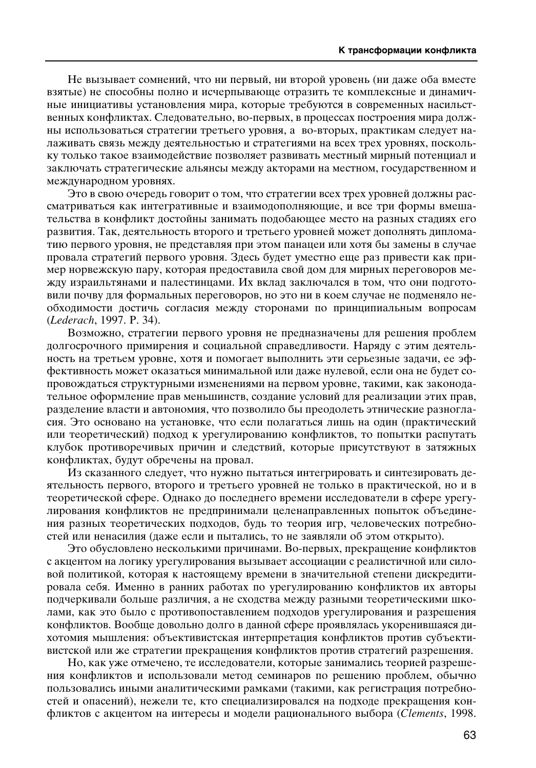Не вызывает сомнений, что ни первый, ни второй уровень (ни даже оба вместе взятые) не способны полно и исчерпывающе отразить те комплексные и динамичные инициативы установления мира, которые требуются в современных насильственных конфликтах. Следовательно, во-первых, в процессах построения мира должны использоваться стратегии третьего уровня, а во-вторых, практикам следует налаживать связь между деятельностью и стратегиями на всех трех уровнях, поскольку только такое взаимодействие позволяет развивать местный мирный потенциал и заключать стратегические альянсы между акторами на местном, государственном и международном уровнях.

Это в свою очередь говорит о том, что стратегии всех трех уровней должны рассматриваться как интегративные и взаимодополняющие, и все три формы вмешательства в конфликт достойны занимать подобающее место на разных стадиях его развития. Так, деятельность второго и третьего уровней может дополнять дипломатию первого уровня, не представляя при этом панацеи или хотя бы замены в случае провала стратегий первого уровня. Здесь будет уместно еще раз привести как пример норвежскую пару, которая предоставила свой дом для мирных переговоров между израильтянами и палестинцами. Их вклад заключался в том, что они подготовили почву для формальных переговоров, но это ни в коем случае не подменяло необходимости достичь согласия между сторонами по принципиальным вопросам (*Lederach*, 1997. P. 34).

Возможно, стратегии первого уровня не предназначены для решения проблем долгосрочного примирения и социальной справедливости. Наряду с этим деятельность на третьем уровне, хотя и помогает выполнить эти серьезные задачи, ее эффективность может оказаться минимальной или даже нулевой, если она не будет сопровождаться структурными изменениями на первом уровне, такими, как законодательное оформление прав меньшинств, создание условий для реализации этих прав, разделение власти и автономия, что позволило бы преодолеть этнические разногласия. Это основано на установке, что если полагаться лишь на один (практический или теоретический) подход к урегулированию конфликтов, то попытки распутать клубок противоречивых причин и следствий, которые присутствуют в затяжных конфликтах, будут обречены на провал.

Из сказанного следует, что нужно пытаться интегрировать и синтезировать деятельность первого, второго и третьего уровней не только в практической, но и в теоретической сфере. Однако до последнего времени исследователи в сфере урегулирования конфликтов не предпринимали целенаправленных попыток объединения разных теоретических подходов, будь то теория игр, человеческих потребностей или ненасилия (даже если и пытались, то не заявляли об этом открыто).

Это обусловлено несколькими причинами. Во-первых, прекращение конфликтов с акцентом на логику урегулирования вызывает ассоциации с реалистичной или силовой политикой, которая к настоящему времени в значительной степени дискредитировала себя. Именно в ранних работах по урегулированию конфликтов их авторы подчеркивали больше различия, а не сходства между разными теоретическими школами, как это было с противопоставлением подходов урегулирования и разрешения конфликтов. Вообще довольно долго в данной сфере проявлялась укоренившаяся дихотомия мышления: объективистская интерпретация конфликтов против субъективистской или же стратегии прекращения конфликтов против стратегий разрешения.

Но, как уже отмечено, те исследователи, которые занимались теорией разрешения конфликтов и использовали метод семинаров по решению проблем, обычно пользовались иными аналитическими рамками (такими, как регистрация потребностей и опасений), нежели те, кто специализировался на подходе прекращения конфликтов с акцентом на интересы и модели рационального выбора (*Clements*, 1998.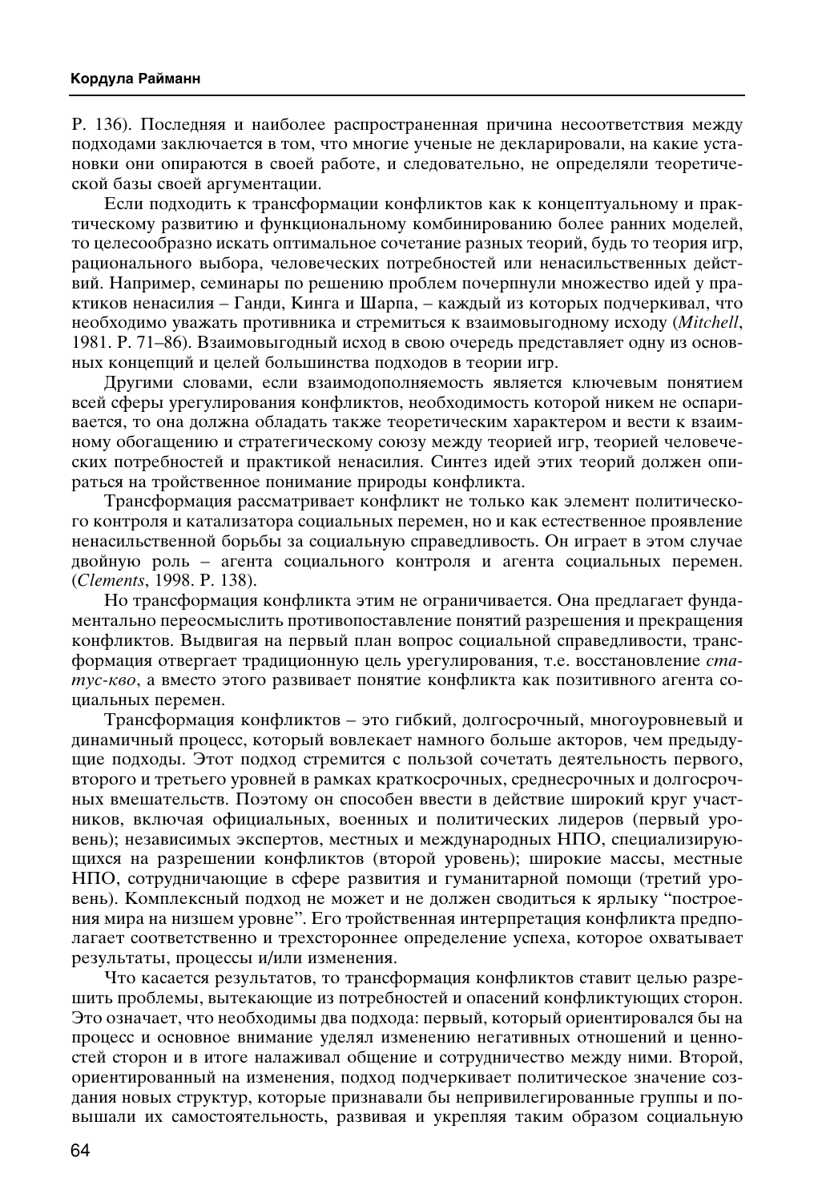P. 136). Последняя и наиболее распространенная причина несоответствия между подходами заключается в том, что многие ученые не декларировали, на какие установки они опираются в своей работе, и следовательно, не определяли теоретической базы своей аргументации.

Если подходить к трансформации конфликтов как к концептуальному и практическому развитию и функциональному комбинированию более ранних моделей, то целесообразно искать оптимальное сочетание разных теорий, будь то теория игр, рационального выбора, человеческих потребностей или ненасильственных действий. Например, семинары по решению проблем почерпнули множество идей у практиков ненасилия – Ганди, Кинга и Шарпа, – каждый из которых подчеркивал, что необходимо уважать противника и стремиться к взаимовыгодному исходу (*Mitchell*, 1981. P. 71–86). Взаимовыгодный исход в свою очередь представляет одну из основных концепций и целей большинства подходов в теории игр.

Другими словами, если взаимодополняемость является ключевым понятием всей сферы урегулирования конфликтов, необходимость которой никем не оспаривается, то она должна обладать также теоретическим характером и вести к взаимному обогащению и стратегическому союзу между теорией игр, теорией человеческих потребностей и практикой ненасилия. Синтез идей этих теорий должен опираться на тройственное понимание природы конфликта.

Трансформация рассматривает конфликт не только как элемент политического контроля и катализатора социальных перемен, но и как естественное проявление ненасильственной борьбы за социальную справедливость. Он играет в этом случае двойную роль – агента социального контроля и агента социальных перемен. (*Clements*, 1998. P. 138).

Но трансформация конфликта этим не ограничивается. Она предлагает фундаментально переосмыслить противопоставление понятий разрешения и прекращения конфликтов. Выдвигая на первый план вопрос социальной справедливости, трансформация отвергает традиционную цель урегулирования, т.е. восстановление *статус-кво*, а вместо этого развивает понятие конфликта как позитивного агента социальных перемен.

Трансформация конфликтов – это гибкий, долгосрочный, многоуровневый и динамичный процесс, который вовлекает намного больше акторов, чем предыдущие подходы. Этот подход стремится с пользой сочетать деятельность первого, второго и третьего уровней в рамках краткосрочных, среднесрочных и долгосрочных вмешательств. Поэтому он способен ввести в действие широкий круг участников, включая официальных, военных и политических лидеров (первый уровень); независимых экспертов, местных и международных НПО, специализирующихся на разрешении конфликтов (второй уровень); широкие массы, местные НПО, сотрудничающие в сфере развития и гуманитарной помощи (третий уровень). Комплексный подход не может и не должен сводиться к ярлыку "построения мира на низшем уровне". Его тройственная интерпретация конфликта предполагает соответственно и трехстороннее определение успеха, которое охватывает результаты, процессы и/или изменения.

Что касается результатов, то трансформация конфликтов ставит целью разрешить проблемы, вытекающие из потребностей и опасений конфликтующих сторон. Это означает, что необходимы два подхода: первый, который ориентировался бы на процесс и основное внимание уделял изменению негативных отношений и ценностей сторон и в итоге налаживал общение и сотрудничество между ними. Второй, ориентированный на изменения, подход подчеркивает политическое значение создания новых структур, которые признавали бы непривилегированные группы и повышали их самостоятельность, развивая и укрепляя таким образом социальную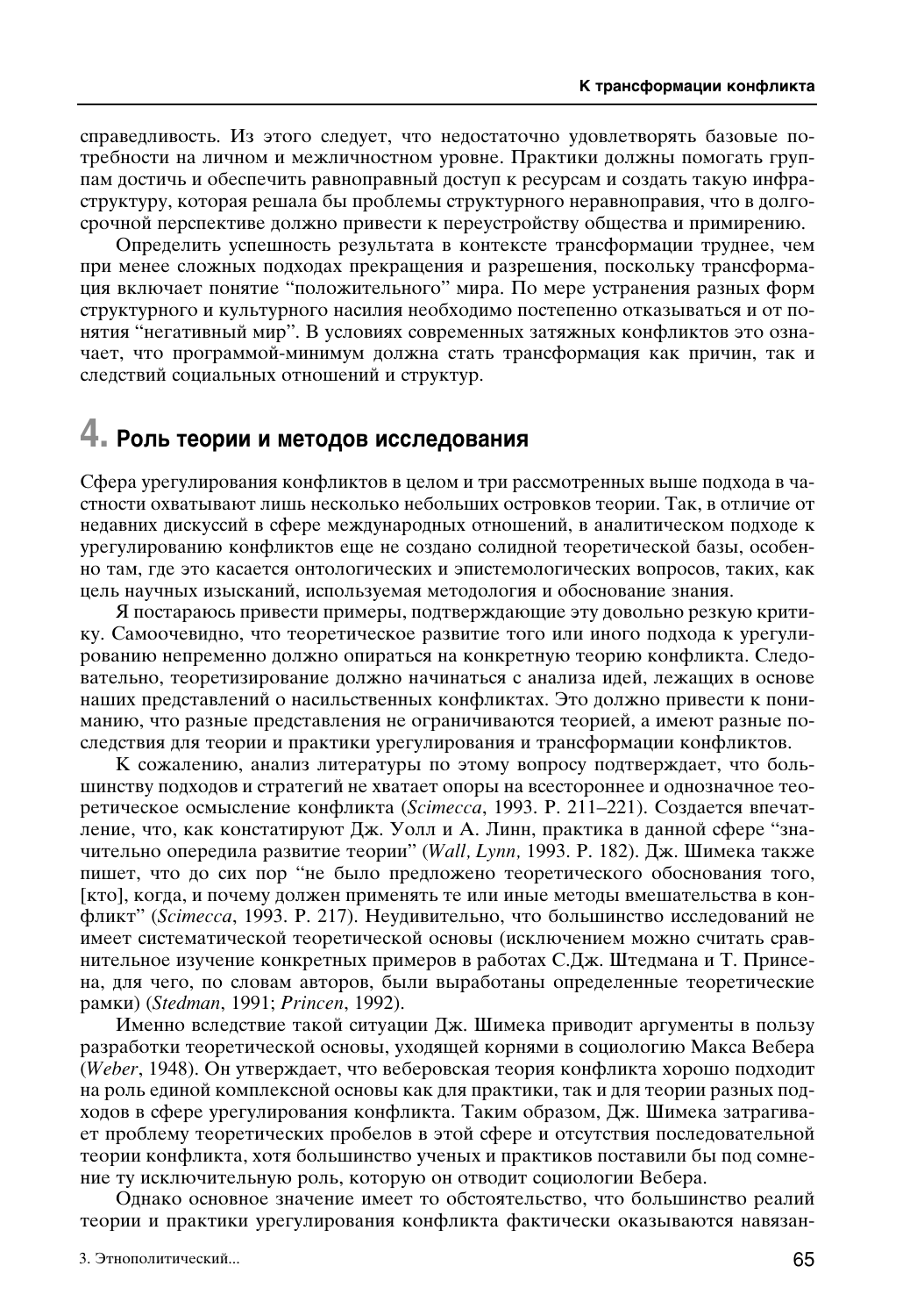справедливость. Из этого следует, что недостаточно удовлетворять базовые потребности на личном и межличностном уровне. Практики должны помогать группам достичь и обеспечить равноправный доступ к ресурсам и создать такую инфраструктуру, которая решала бы проблемы структурного неравноправия, что в долгосрочной перспективе должно привести к переустройству общества и примирению.

Определить успешность результата в контексте трансформации труднее, чем при менее сложных подходах прекращения и разрешения, поскольку трансформация включает понятие "положительного" мира. По мере устранения разных форм структурного и культурного насилия необходимо постепенно отказываться и от понятия "негативный мир". В условиях современных затяжных конфликтов это означает, что программой-минимум должна стать трансформация как причин, так и следствий социальных отношений и структур.

## 4. Роль теории и методов исследования

Сфера урегулирования конфликтов в целом и три рассмотренных выше подхода в частности охватывают лишь несколько небольших островков теории. Так, в отличие от недавних дискуссий в сфере международных отношений, в аналитическом подходе к урегулированию конфликтов еще не создано солидной теоретической базы, особенно там, где это касается онтологических и эпистемологических вопросов, таких, как цель научных изысканий, используемая методология и обоснование знания.

Я постараюсь привести примеры, подтверждающие эту довольно резкую критику. Самоочевидно, что теоретическое развитие того или иного подхода к урегулированию непременно должно опираться на конкретную теорию конфликта. Следовательно, теоретизирование должно начинаться с анализа идей, лежащих в основе наших представлений о насильственных конфликтах. Это должно привести к пониманию, что разные представления не ограничиваются теорией, а имеют разные последствия для теории и практики урегулирования и трансформации конфликтов.

К сожалению, анализ литературы по этому вопросу подтверждает, что большинству подходов и стратегий не хватает опоры на всестороннее и однозначное теоретическое осмысление конфликта (*Scimecca*, 1993. P. 211–221). Создается впечатление, что, как констатируют Дж. Уолл и А. Линн, практика в данной сфере "значительно опередила развитие теории" (*Wall, Lynn,* 1993. P. 182). Дж. Шимека также пишет, что до сих пор "не было предложено теоретического обоснования того, [кто], когда, и почему должен применять те или иные методы вмешательства в конфликт" (*Scimecca*, 1993. P. 217). Неудивительно, что большинство исследований не имеет систематической теоретической основы (исключением можно считать сравнительное изучение конкретных примеров в работах С.Дж. Штедмана и Т. Принсена, для чего, по словам авторов, были выработаны определенные теоретические рамки) (*Stedman*, 1991; *Princen*, 1992).

Именно вследствие такой ситуации Дж. Шимека приводит аргументы в пользу разработки теоретической основы, уходящей корнями в социологию Макса Вебера (*Weber*, 1948). Он утверждает, что веберовская теория конфликта хорошо подходит на роль единой комплексной основы как для практики, так и для теории разных подходов в сфере урегулирования конфликта. Таким образом, Дж. Шимека затрагивает проблему теоретических пробелов в этой сфере и отсутствия последовательной теории конфликта, хотя большинство ученых и практиков поставили бы под сомнение ту исключительную роль, которую он отводит социологии Вебера.

Однако основное значение имеет то обстоятельство, что большинство реалий теории и практики урегулирования конфликта фактически оказываются навязан-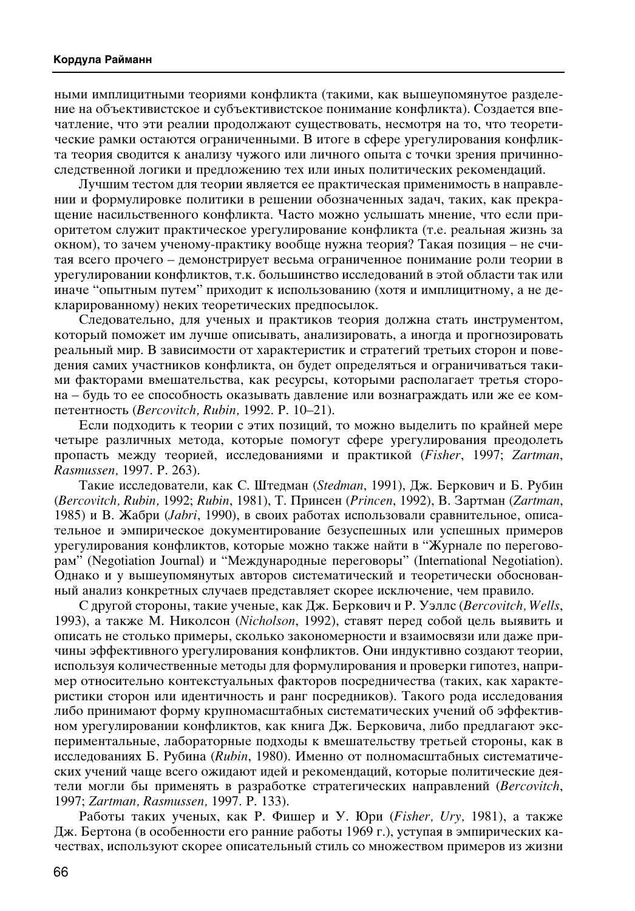ными имплицитными теориями конфликта (такими, как вышеупомянутое разделение на объективистское и субъективистское понимание конфликта). Создается впечатление, что эти реалии продолжают существовать, несмотря на то, что теоретические рамки остаются ограниченными. В итоге в сфере урегулирования конфликта теория сводится к анализу чужого или личного опыта с точки зрения причинно-следственной логики и предложению тех или иных политических рекомендаций.

Лучшим тестом для теории является ее практическая применимость в направлении и формулировке политики в решении обозначенных задач, таких, как прекращение насильственного конфликта. Часто можно услышать мнение, что если приоритетом служит практическое урегулирование конфликта (т.е. реальная жизнь за окном), то зачем ученому-практику вообще нужна теория? Такая позиция – не считая всего прочего – демонстрирует весьма ограниченное понимание роли теории в урегулировании конфликтов, т.к. большинство исследований в этой области так или иначе "опытным путем" приходит к использованию (хотя и имплицитному, а не декларированному) неких теоретических предпосылок.

Следовательно, для ученых и практиков теория должна стать инструментом, который поможет им лучше описывать, анализировать, а иногда и прогнозировать реальный мир. В зависимости от характеристик и стратегий третьих сторон и поведения самих участников конфликта, он будет определяться и ограничиваться такими факторами вмешательства, как ресурсы, которыми располагает третья сторона – будь то ее способность оказывать давление или вознаграждать или же ее компетентность (*Bercovitch, Rubin,* 1992. P. 10–21).

Если подходить к теории с этих позиций, то можно выделить по крайней мере четыре различных метода, которые помогут сфере урегулирования преодолеть пропасть между теорией, исследованиями и практикой (*Fisher*, 1997; *Zartman, Rasmussen,* 1997. P. 263).

Такие исследователи, как С. Штедман (*Stedman*, 1991), Дж. Беркович и Б. Рубин (*Bercovitch, Rubin,* 1992; *Rubin*, 1981), Т. Принсен (*Princen*, 1992), В. Зартман (*Zartman*, 1985) и В. Жабри (*Jabri*, 1990), в своих работах использовали сравнительное, описательное и эмпирическое документирование безуспешных или успешных примеров урегулирования конфликтов, которые можно также найти в "Журнале по переговорам" (Negotiation Journal) и "Международные переговоры" (International Negotiation). Однако и у вышеупомянутых авторов систематический и теоретически обоснованный анализ конкретных случаев представляет скорее исключение, чем правило.

С другой стороны, такие ученые, как Дж. Беркович и Р. Уэллс (*Bercovitch, Wells*, 1993), а также М. Николсон (*Nicholson*, 1992), ставят перед собой цель выявить и описать не столько примеры, сколько закономерности и взаимосвязи или даже причины эффективного урегулирования конфликтов. Они индуктивно создают теории, используя количественные методы для формулирования и проверки гипотез, например относительно контекстуальных факторов посредничества (таких, как характеристики сторон или идентичность и ранг посредников). Такого рода исследования либо принимают форму крупномасштабных систематических учений об эффективном урегулировании конфликтов, как книга Дж. Берковича, либо предлагают экспериментальные, лабораторные подходы к вмешательству третьей стороны, как в исследованиях Б. Рубина (*Rubin*, 1980). Именно от полномасштабных систематических учений чаще всего ожидают идей и рекомендаций, которые политические деятели могли бы применять в разработке стратегических направлений (*Bercovitch*, 1997; *Zartman, Rasmussen,* 1997. P. 133).

Работы таких ученых, как Р. Фишер и У. Юри (*Fisher, Ury,* 1981), а также Дж. Бертона (в особенности его ранние работы 1969 г.), уступая в эмпирических качествах, используют скорее описательный стиль со множеством примеров из жизни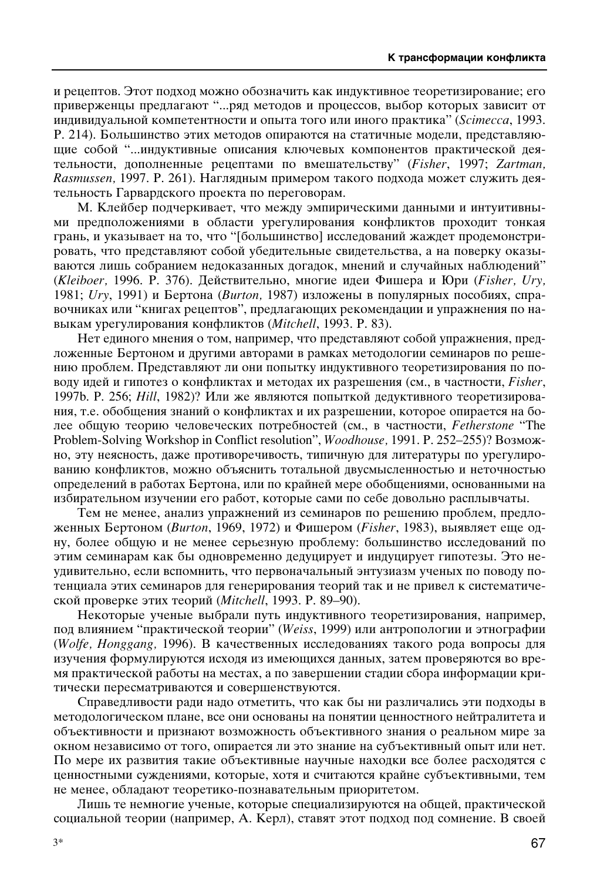и рецептов. Этот подход можно обозначить как индуктивное теоретизирование; его приверженцы предлагают "...ряд методов и процессов, выбор которых зависит от индивидуальной компетентности и опыта того или иного практика" (*Scimecca*, 1993. P. 214). Большинство этих методов опираются на статичные модели, представляющие собой "...индуктивные описания ключевых компонентов практической деятельности, дополненные рецептами по вмешательству" (*Fisher*, 1997; *Zartman, Rasmussen*, 1997. P. 261). Наглядным примером такого подхода может служить деятельность Гарвардского проекта по переговорам.

М. Клейбер подчеркивает, что между эмпирическими данными и интуитивными предположениями в области урегулирования конфликтов проходит тонкая грань, и указывает на то, что "[большинство] исследований жаждет продемонстрировать, что представляют собой убедительные свидетельства, а на поверку оказываются лишь собранием недоказанных догадок, мнений и случайных наблюдений" (*Kleiboer,* 1996. P. 376). Действительно, многие идеи Фишера и Юри (*Fisher, Ury,* 1981; *Ury*, 1991) и Бертона (*Burton,* 1987) изложены в популярных пособиях, справочниках или "книгах рецептов", предлагающих рекомендации и упражнения по навыкам урегулирования конфликтов (*Mitchell*, 1993. P. 83).

Нет единого мнения о том, например, что представляют собой упражнения, предложенные Бертоном и другими авторами в рамках методологии семинаров по решению проблем. Представляют ли они попытку индуктивного теоретизирования по поводу идей и гипотез о конфликтах и методах их разрешения (см., в частности, *Fisher*, 1997b. P. 256; *Hill*, 1982)? Или же являются попыткой дедуктивного теоретизирования, т.е. обобщения знаний о конфликтах и их разрешении, которое опирается на более общую теорию человеческих потребностей (см., в частности, *Fetherstone* "The Problem-Solving Workshop in Conflict resolution", *Woodhouse,* 1991. P. 252–255)? Возможно, эту неясность, даже противоречивость, типичную для литературы по урегулированию конфликтов, можно объяснить тотальной двусмысленностью и неточностью определений в работах Бертона, или по крайней мере обобщениями, основанными на избирательном изучении его работ, которые сами по себе довольно расплывчаты.

Тем не менее, анализ упражнений из семинаров по решению проблем, предложенных Бертоном (*Burton*, 1969, 1972) и Фишером (*Fisher*, 1983), выявляет еще одну, более общую и не менее серьезную проблему: большинство исследований по этим семинарам как бы одновременно дедуцирует и индуцирует гипотезы. Это неудивительно, если вспомнить, что первоначальный энтузиазм ученых по поводу потенциала этих семинаров для генерирования теорий так и не привел к систематической проверке этих теорий (*Mitchell*, 1993. P. 89–90).

Некоторые ученые выбрали путь индуктивного теоретизирования, например, под влиянием "практической теории" (*Weiss*, 1999) или антропологии и этнографии (*Wolfe, Honggang,* 1996). В качественных исследованиях такого рода вопросы для изучения формулируются исходя из имеющихся данных, затем проверяются во время практической работы на местах, а по завершении стадии сбора информации критически пересматриваются и совершенствуются.

Справедливости ради надо отметить, что как бы ни различались эти подходы в методологическом плане, все они основаны на понятии ценностного нейтралитета и объективности и признают возможность объективного знания о реальном мире за окном независимо от того, опирается ли это знание на субъективный опыт или нет. По мере их развития такие объективные научные находки все более расходятся с ценностными суждениями, которые, хотя и считаются крайне субъективными, тем не менее, обладают теоретико-познавательным приоритетом.

Лишь те немногие ученые, которые специализируются на общей, практической социальной теории (например, А. Керл), ставят этот подход под сомнение. В своей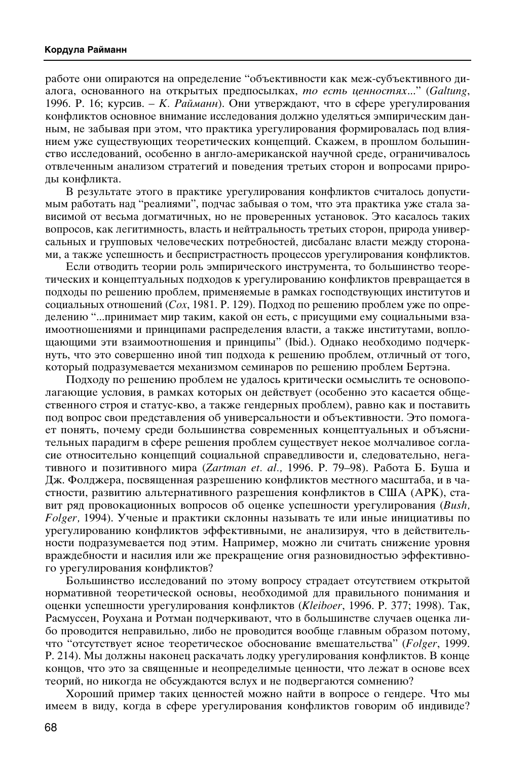работе они опираются на определение “объективности как меж-субъективного диалога, основанного на открытых предпосылках, *то есть ценностях*...” (*Galtung*, 1996. P. 16; курсив. – *К. Райманн*). Они утверждают, что в сфере урегулирования конфликтов основное внимание исследования должно уделяться эмпирическим данным, не забывая при этом, что практика урегулирования формировалась под влиянием уже существующих теоретических концепций. Скажем, в прошлом большинство исследований, особенно в англо-американской научной среде, ограничивалось отвлеченным анализом стратегий и поведения третьих сторон и вопросами природы конфликта.

В результате этого в практике урегулирования конфликтов считалось допустимым работать над “реалиями”, подчас забывая о том, что эта практика уже стала зависимой от весьма догматичных, но не проверенных установок. Это касалось таких вопросов, как легитимность, власть и нейтральность третьих сторон, природа универсальных и групповых человеческих потребностей, дисбаланс власти между сторонами, а также успешность и беспристрастность процессов урегулирования конфликтов.

Если отводить теории роль эмпирического инструмента, то большинство теоретических и концептуальных подходов к урегулированию конфликтов превращается в подходы по решению проблем, применяемые в рамках господствующих институтов и социальных отношений (*Cox*, 1981. P. 129). Подход по решению проблем уже по определению “...принимает мир таким, какой он есть, с присущими ему социальными взаимоотношениями и принципами распределения власти, а также институтами, воплощающими эти взаимоотношения и принципы” (Ibid.). Однако необходимо подчеркнуть, что это совершенно иной тип подхода к решению проблем, отличный от того, который подразумевается механизмом семинаров по решению проблем Бертэна.

Подходу по решению проблем не удалось критически осмыслить те основополагающие условия, в рамках которых он действует (особенно это касается общественного строя и статус-кво, а также гендерных проблем), равно как и поставить под вопрос свои представления об универсальности и объективности. Это помогает понять, почему среди большинства современных концептуальных и объяснительных парадигм в сфере решения проблем существует некое молчаливое согласие относительно концепций социальной справедливости и, следовательно, негативного и позитивного мира (*Zartman et. al.,* 1996. P. 79–98). Работа Б. Буша и Дж. Фолджера, посвященная разрешению конфликтов местного масштаба, и в частности, развитию альтернативного разрешения конфликтов в США (АРК), ставит ряд провокационных вопросов об оценке успешности урегулирования (*Bush, Folger,* 1994). Ученые и практики склонны называть те или иные инициативы по урегулированию конфликтов эффективными, не анализируя, что в действительности подразумевается под этим. Например, можно ли считать снижение уровня враждебности и насилия или же прекращение огня разновидностью эффективного урегулирования конфликтов?

Большинство исследований по этому вопросу страдает отсутствием открытой нормативной теоретической основы, необходимой для правильного понимания и оценки успешности урегулирования конфликтов (*Kleiboer*, 1996. P. 377; 1998). Так, Расмуссен, Роухана и Ротман подчеркивают, что в большинстве случаев оценка либо проводится неправильно, либо не проводится вообще главным образом потому, что “отсутствует ясное теоретическое обоснование вмешательства” (*Folger*, 1999. P. 214). Мы должны наконец раскачать лодку урегулирования конфликтов. В конце концов, что это за священные и неопределимые ценности, что лежат в основе всех теорий, но никогда не обсуждаются вслух и не подвергаются сомнению?

Хороший пример таких ценностей можно найти в вопросе о гендере. Что мы имеем в виду, когда в сфере урегулирования конфликтов говорим об индивиде?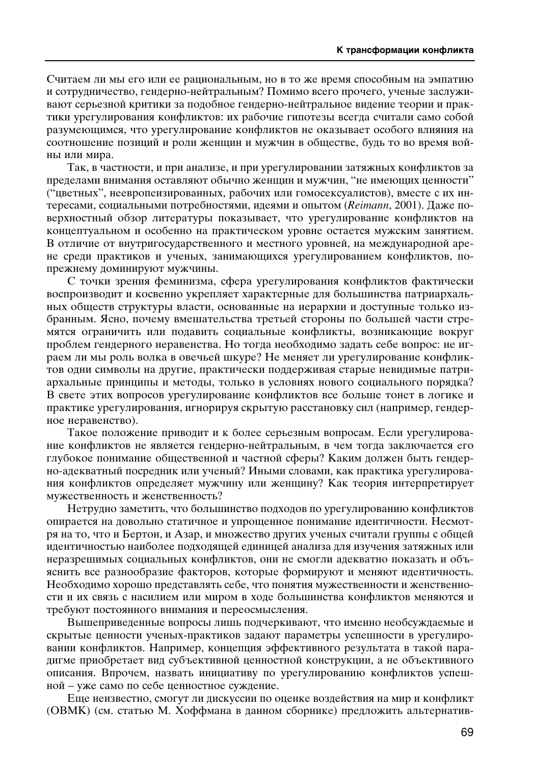Считаем ли мы его или ее рациональным, но в то же время способным на эмпатию и сотрудничество, гендерно-нейтральным? Помимо всего прочего, ученые заслуживают серьезной критики за подобное гендерно-нейтральное видение теории и практики урегулирования конфликтов: их рабочие гипотезы всегда считали само собой разумеющимся, что урегулирование конфликтов не оказывает особого влияния на соотношение позиций и роли женщин и мужчин в обществе, будь то во время войны или мира.

Так, в частности, и при анализе, и при урегулировании затяжных конфликтов за пределами внимания оставляют обычно женщин и мужчин, "не имеющих ценности" ("цветных", неевропеизированных, рабочих или гомосексуалистов), вместе с их интересами, социальными потребностями, идеями и опытом (*Reimann*, 2001). Даже поверхностный обзор литературы показывает, что урегулирование конфликтов на концептуальном и особенно на практическом уровне остается мужским занятием. В отличие от внутригосударственного и местного уровней, на международной арене среди практиков и ученых, занимающихся урегулированием конфликтов, по-прежнему доминируют мужчины.

С точки зрения феминизма, сфера урегулирования конфликтов фактически воспроизводит и косвенно укрепляет характерные для большинства патриархальных обществ структуры власти, основанные на иерархии и доступные только избранным. Ясно, почему вмешательства третьей стороны по большей части стремятся ограничить или подавить социальные конфликты, возникающие вокруг проблем гендерного неравенства. Но тогда необходимо задать себе вопрос: не играем ли мы роль волка в овечьей шкуре? Не меняет ли урегулирование конфликтов одни символы на другие, практически поддерживая старые невидимые патриархальные принципы и методы, только в условиях нового социального порядка? В свете этих вопросов урегулирование конфликтов все больше тонет в логике и практике урегулирования, игнорируя скрытую расстановку сил (например, гендерное неравенство).

Такое положение приводит и к более серьезным вопросам. Если урегулирование конфликтов не является гендерно-нейтральным, в чем тогда заключается его глубокое понимание общественной и частной сферы? Каким должен быть гендерно-адекватный посредник или ученый? Иными словами, как практика урегулирования конфликтов определяет мужчину или женщину? Как теория интерпретирует мужественность и женственность?

Нетрудно заметить, что большинство подходов по урегулированию конфликтов опирается на довольно статичное и упрощенное понимание идентичности. Несмотря на то, что и Бертон, и Азар, и множество других ученых считали группы с общей идентичностью наиболее подходящей единицей анализа для изучения затяжных или неразрешимых социальных конфликтов, они не смогли адекватно показать и объяснить все разнообразие факторов, которые формируют и меняют идентичность. Необходимо хорошо представлять себе, что понятия мужественности и женственности и их связь с насилием или миром в ходе большинства конфликтов меняются и требуют постоянного внимания и переосмысления.

Вышеприведенные вопросы лишь подчеркивают, что именно необсуждаемые и скрытые ценности ученых-практиков задают параметры успешности в урегулировании конфликтов. Например, концепция эффективного результата в такой парадигме приобретает вид субъективной ценностной конструкции, а не объективного описания. Впрочем, назвать инициативу по урегулированию конфликтов успешной – уже само по себе ценностное суждение.

Еще неизвестно, смогут ли дискуссии по оценке воздействия на мир и конфликт (ОВМК) (см. статью М. Хоффмана в данном сборнике) предложить альтернатив-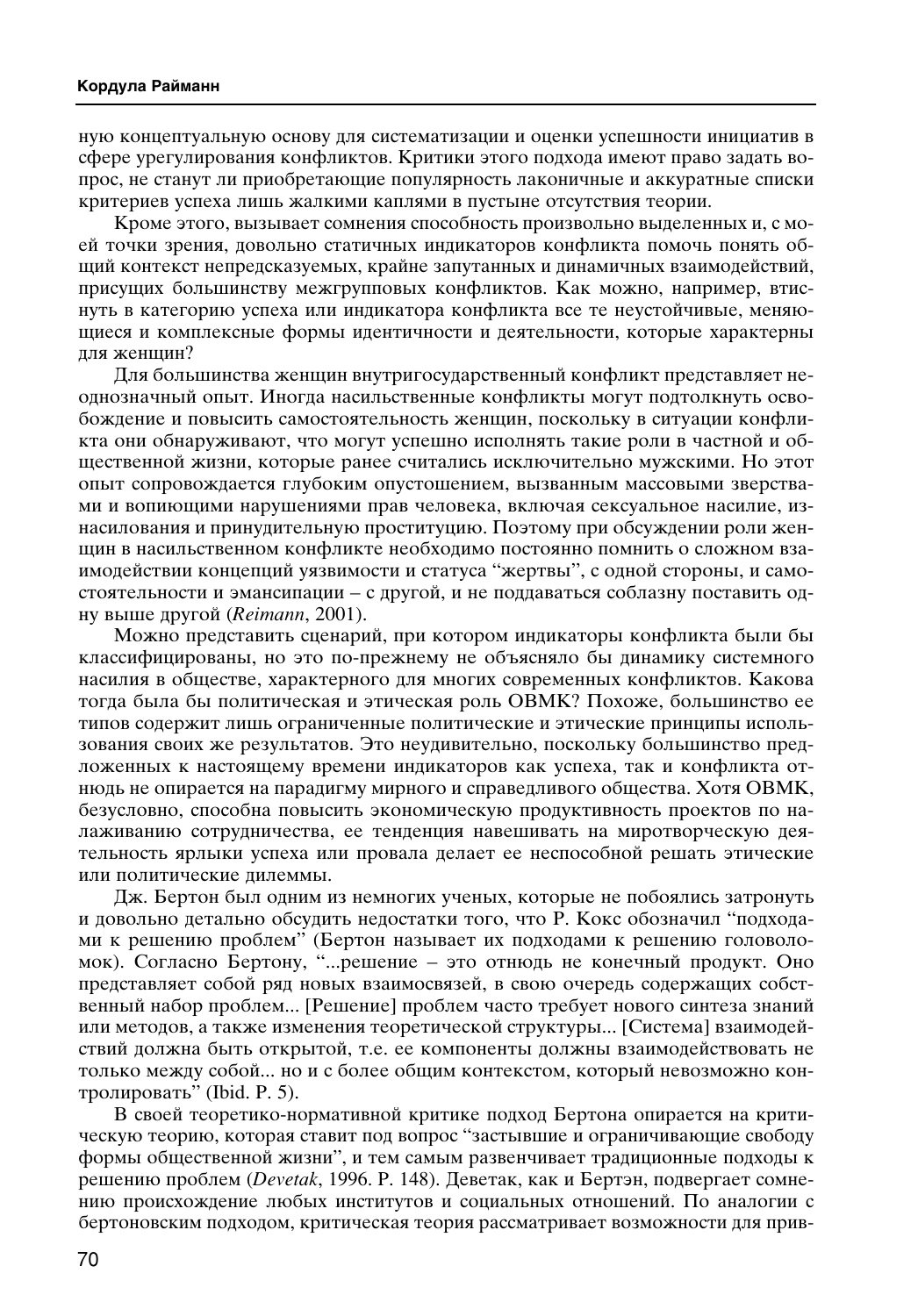ную концептуальную основу для систематизации и оценки успешности инициатив в сфере урегулирования конфликтов. Критики этого подхода имеют право задать вопрос, не станут ли приобретающие популярность лаконичные и аккуратные списки критериев успеха лишь жалкими каплями в пустыне отсутствия теории.

Кроме этого, вызывает сомнения способность произвольно выделенных и, с моей точки зрения, довольно статичных индикаторов конфликта помочь понять общий контекст непредсказуемых, крайне запутанных и динамичных взаимодействий, присущих большинству межгрупповых конфликтов. Как можно, например, втиснуть в категорию успеха или индикатора конфликта все те неустойчивые, меняющиеся и комплексные формы идентичности и деятельности, которые характерны для женщин?

Для большинства женщин внутригосударственный конфликт представляет неоднозначный опыт. Иногда насильственные конфликты могут подтолкнуть освобождение и повысить самостоятельность женщин, поскольку в ситуации конфликта они обнаруживают, что могут успешно исполнять такие роли в частной и общественной жизни, которые ранее считались исключительно мужскими. Но этот опыт сопровождается глубоким опустошением, вызванным массовыми зверствами и вопиющими нарушениями прав человека, включая сексуальное насилие, изнасилования и принудительную проституцию. Поэтому при обсуждении роли женщин в насильственном конфликте необходимо постоянно помнить о сложном взаимодействии концепций уязвимости и статуса "жертвы", с одной стороны, и самостоятельности и эмансипации – с другой, и не поддаваться соблазну поставить одну выше другой (*Reimann*, 2001).

Можно представить сценарий, при котором индикаторы конфликта были бы классифицированы, но это по-прежнему не объясняло бы динамику системного насилия в обществе, характерного для многих современных конфликтов. Какова тогда была бы политическая и этическая роль ОВМК? Похоже, большинство ее типов содержит лишь ограниченные политические и этические принципы использования своих же результатов. Это неудивительно, поскольку большинство предложенных к настоящему времени индикаторов как успеха, так и конфликта отнюдь не опирается на парадигму мирного и справедливого общества. Хотя ОВМК, безусловно, способна повысить экономическую продуктивность проектов по налаживанию сотрудничества, ее тенденция навешивать на миротворческую деятельность ярлыки успеха или провала делает ее неспособной решать этические или политические дилеммы.

Дж. Бертон был одним из немногих ученых, которые не побоялись затронуть и довольно детально обсудить недостатки того, что Р. Кокс обозначил "подходами к решению проблем" (Бертон называет их подходами к решению головоломок). Согласно Бертону, "...решение – это отнюдь не конечный продукт. Оно представляет собой ряд новых взаимосвязей, в свою очередь содержащих собственный набор проблем... [Решение] проблем часто требует нового синтеза знаний или методов, а также изменения теоретической структуры... [Система] взаимодействий должна быть открытой, т.е. ее компоненты должны взаимодействовать не только между собой... но и с более общим контекстом, который невозможно контролировать" (Ibid. P. 5).

В своей теоретико-нормативной критике подход Бертона опирается на критическую теорию, которая ставит под вопрос "застывшие и ограничивающие свободу формы общественной жизни", и тем самым развенчивает традиционные подходы к решению проблем (*Devetak*, 1996. P. 148). Деветак, как и Бертэн, подвергает сомнению происхождение любых институтов и социальных отношений. По аналогии с бертоновским подходом, критическая теория рассматривает возможности для прив-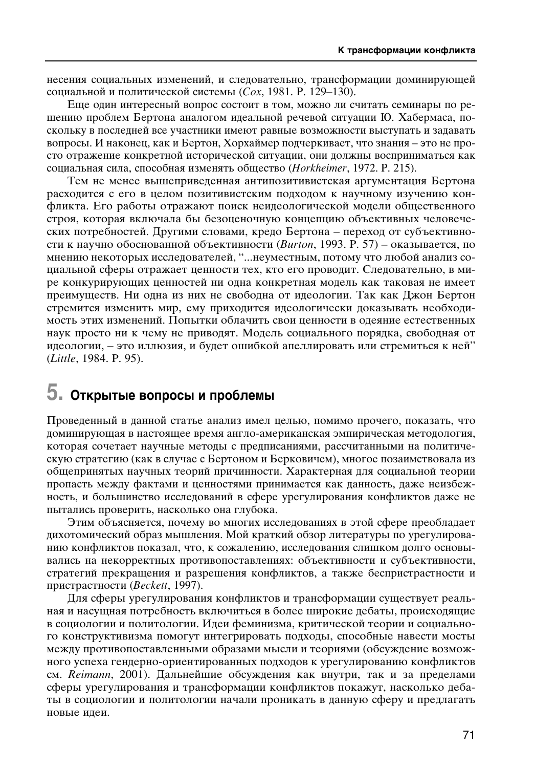несения социальных изменений, и следовательно, трансформации доминирующей социальной и политической системы (*Cox*, 1981. P. 129–130).

Еще один интересный вопрос состоит в том, можно ли считать семинары по решению проблем Бертона аналогом идеальной речевой ситуации Ю. Хабермаса, поскольку в последней все участники имеют равные возможности выступать и задавать вопросы. И наконец, как и Бертон, Хорхаймер подчеркивает, что знания – это не просто отражение конкретной исторической ситуации, они должны восприниматься как социальная сила, способная изменять общество (*Horkheimer*, 1972. P. 215).

Тем не менее вышеприведенная антипозитивистская аргументация Бертона расходится с его в целом позитивистским подходом к научному изучению конфликта. Его работы отражают поиск неидеологической модели общественного строя, которая включала бы безоценочную концепцию объективных человеческих потребностей. Другими словами, кредо Бертона – переход от субъективности к научно обоснованной объективности (*Burton*, 1993. P. 57) – оказывается, по мнению некоторых исследователей, "...неуместным, потому что любой анализ социальной сферы отражает ценности тех, кто его проводит. Следовательно, в мире конкурирующих ценностей ни одна конкретная модель как таковая не имеет преимуществ. Ни одна из них не свободна от идеологии. Так как Джон Бертон стремится изменить мир, ему приходится идеологически доказывать необходимость этих изменений. Попытки облачить свои ценности в одеяние естественных наук просто ни к чему не приводят. Модель социального порядка, свободная от идеологии, – это иллюзия, и будет ошибкой апеллировать или стремиться к ней" (*Little*, 1984. P. 95).

## 5. Открытые вопросы и проблемы

Проведенный в данной статье анализ имел целью, помимо прочего, показать, что доминирующая в настоящее время англо-американская эмпирическая методология, которая сочетает научные методы с предписаниями, рассчитанными на политическую стратегию (как в случае с Бертоном и Берковичем), многое позаимствовала из общепринятых научных теорий причинности. Характерная для социальной теории пропасть между фактами и ценностями принимается как данность, даже неизбежность, и большинство исследований в сфере урегулирования конфликтов даже не пытались проверить, насколько она глубока.

Этим объясняется, почему во многих исследованиях в этой сфере преобладает дихотомический образ мышления. Мой краткий обзор литературы по урегулированию конфликтов показал, что, к сожалению, исследования слишком долго основывались на некорректных противопоставлениях: объективности и субъективности, стратегий прекращения и разрешения конфликтов, а также беспристрастности и пристрастности (*Beckett*, 1997).

Для сферы урегулирования конфликтов и трансформации существует реальная и насущная потребность включиться в более широкие дебаты, происходящие в социологии и политологии. Идеи феминизма, критической теории и социального конструктивизма помогут интегрировать подходы, способные навести мосты между противопоставленными образами мысли и теориями (обсуждение возможного успеха гендерно-ориентированных подходов к урегулированию конфликтов см. *Reimann*, 2001). Дальнейшие обсуждения как внутри, так и за пределами сферы урегулирования и трансформации конфликтов покажут, насколько дебаты в социологии и политологии начали проникать в данную сферу и предлагать новые идеи.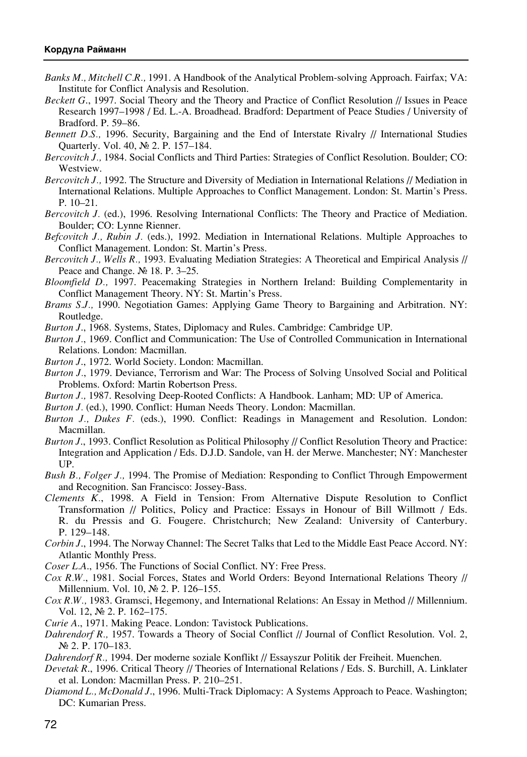*Banks M., Mitchell C.R.,* 1991. A Handbook of the Analytical Problem-solving Approach. Fairfax; VA: Institute for Conflict Analysis and Resolution.

*Beckett G*., 1997. Social Theory and the Theory and Practice of Conflict Resolution // Issues in Peace Research 1997–1998 / Ed. L.-A. Broadhead. Bradford: Department of Peace Studies / University of Bradford. P. 59–86.

*Bennett D.S.,* 1996. Security, Bargaining and the End of Interstate Rivalry // International Studies Quarterly. Vol. 40, № 2. P. 157–184.

*Bercovitch J.,* 1984. Social Conflicts and Third Parties: Strategies of Conflict Resolution. Boulder; CO: Westview.

*Bercovitch J.,* 1992. The Structure and Diversity of Mediation in International Relations // Mediation in International Relations. Multiple Approaches to Conflict Management. London: St. Martin's Press. P. 10–21.

*Bercovitch J.* (ed.), 1996. Resolving International Conflicts: The Theory and Practice of Mediation. Boulder; CO: Lynne Rienner.

*Befcovitch J., Rubin J.* (eds.), 1992. Mediation in International Relations. Multiple Approaches to Conflict Management. London: St. Martin's Press.

*Bercovitch J., Wells R.,* 1993. Evaluating Mediation Strategies: A Theoretical and Empirical Analysis // Peace and Change. № 18. P. 3–25.

*Bloomfield D.,* 1997. Peacemaking Strategies in Northern Ireland: Building Complementarity in Conflict Management Theory. NY: St. Martin's Press.

*Brams S.J.,* 1990. Negotiation Games: Applying Game Theory to Bargaining and Arbitration. NY: Routledge.

*Burton J*., 1968. Systems, States, Diplomacy and Rules. Cambridge: Cambridge UP.

*Burton J*., 1969. Conflict and Communication: The Use of Controlled Communication in International Relations. London: Macmillan.

*Burton J*., 1972. World Society. London: Macmillan.

*Burton J*., 1979. Deviance, Terrorism and War: The Process of Solving Unsolved Social and Political Problems. Oxford: Martin Robertson Press.

*Burton J.,* 1987. Resolving Deep-Rooted Conflicts: A Handbook. Lanham; MD: UP of America.

*Burton J*. (ed.), 1990. Conflict: Human Needs Theory. London: Macmillan.

*Burton J., Dukes F.* (eds.), 1990. Conflict: Readings in Management and Resolution. London: Macmillan.

*Burton J*., 1993. Conflict Resolution as Political Philosophy // Conflict Resolution Theory and Practice: Integration and Application / Eds. D.J.D. Sandole, van H. der Merwe. Manchester; NY: Manchester UP.

*Bush B., Folger J.,* 1994. The Promise of Mediation: Responding to Conflict Through Empowerment and Recognition. San Francisco: Jossey-Bass.

*Clements K*., 1998. A Field in Tension: From Alternative Dispute Resolution to Conflict Transformation // Politics, Policy and Practice: Essays in Honour of Bill Willmott / Eds. R. du Pressis and G. Fougere. Christchurch; New Zealand: University of Canterbury. P. 129–148.

*Corbin J*., 1994. The Norway Channel: The Secret Talks that Led to the Middle East Peace Accord. NY: Atlantic Monthly Press.

*Coser L.A*., 1956. The Functions of Social Conflict. NY: Free Press.

*Cox R.W*., 1981. Social Forces, States and World Orders: Beyond International Relations Theory // Millennium. Vol. 10, № 2. P. 126–155.

*Cox R.W.,* 1983. Gramsci, Hegemony, and International Relations: An Essay in Method // Millennium. Vol. 12, № 2. P. 162–175.

*Curie A*., 1971. Making Peace. London: Tavistock Publications.

*Dahrendorf R.,* 1957. Towards a Theory of Social Conflict // Journal of Conflict Resolution. Vol. 2, № 2. P. 170–183.

*Dahrendorf R.,* 1994. Der moderne soziale Konflikt // Essayszur Politik der Freiheit. Muenchen.

*Devetak R*., 1996. Critical Theory // Theories of International Relations / Eds. S. Burchill, A. Linklater et al. London: Macmillan Press. P. 210–251.

*Diamond L., McDonald J*., 1996. Multi-Track Diplomacy: A Systems Approach to Peace. Washington; DC: Kumarian Press.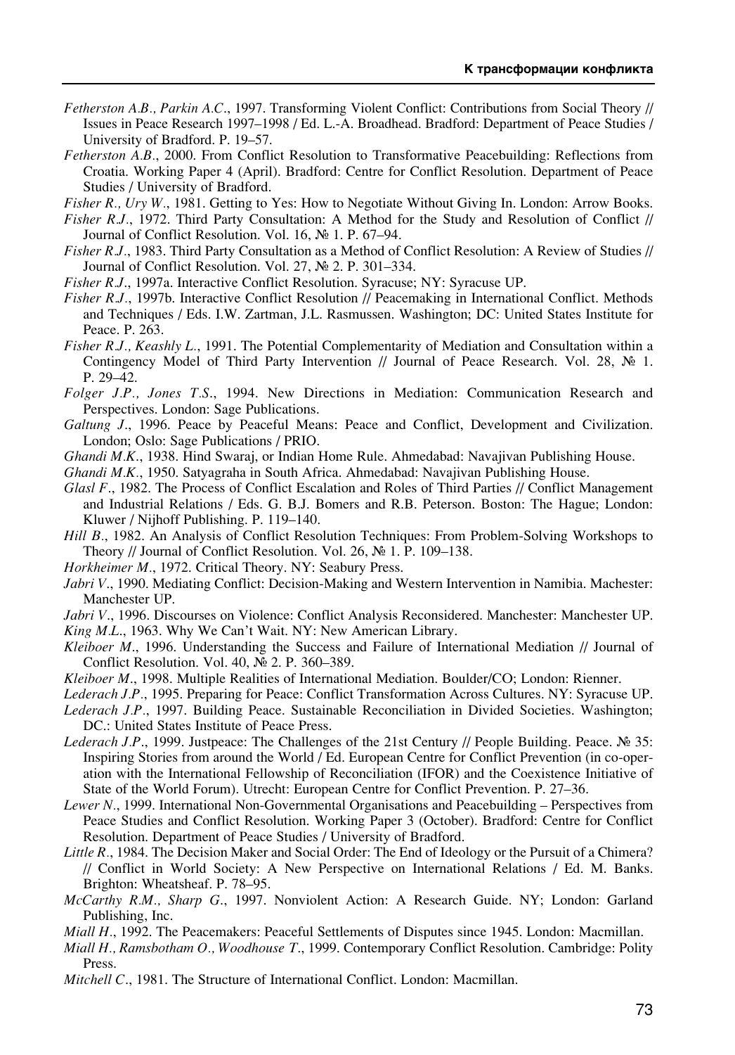*Fetherston A.B., Parkin A.C.*, 1997. Transforming Violent Conflict: Contributions from Social Theory // Issues in Peace Research 1997–1998 / Ed. L.-A. Broadhead. Bradford: Department of Peace Studies / University of Bradford. P. 19–57.

*Fetherston A.B.*, 2000. From Conflict Resolution to Transformative Peacebuilding: Reflections from Croatia. Working Paper 4 (April). Bradford: Centre for Conflict Resolution. Department of Peace Studies / University of Bradford.

*Fisher R., Ury W.*, 1981. Getting to Yes: How to Negotiate Without Giving In. London: Arrow Books.

*Fisher R.J.*, 1972. Third Party Consultation: A Method for the Study and Resolution of Conflict // Journal of Conflict Resolution. Vol. 16, № 1. P. 67–94.

*Fisher R.J.*, 1983. Third Party Consultation as a Method of Conflict Resolution: A Review of Studies // Journal of Conflict Resolution. Vol. 27, № 2. P. 301–334.

*Fisher R.J.*, 1997a. Interactive Conflict Resolution. Syracuse; NY: Syracuse UP.

*Fisher R.J.*, 1997b. Interactive Conflict Resolution // Peacemaking in International Conflict. Methods and Techniques / Eds. I.W. Zartman, J.L. Rasmussen. Washington; DC: United States Institute for Peace. P. 263.

*Fisher R.J., Keashly L.*, 1991. The Potential Complementarity of Mediation and Consultation within a Contingency Model of Third Party Intervention // Journal of Peace Research. Vol. 28, № 1. P. 29–42.

*Folger J.P., Jones T.S.*, 1994. New Directions in Mediation: Communication Research and Perspectives. London: Sage Publications.

*Galtung J.*, 1996. Peace by Peaceful Means: Peace and Conflict, Development and Civilization. London; Oslo: Sage Publications / PRIO.

*Ghandi M.K.*, 1938. Hind Swaraj, or Indian Home Rule. Ahmedabad: Navajivan Publishing House.

*Ghandi M.K.*, 1950. Satyagraha in South Africa. Ahmedabad: Navajivan Publishing House.

*Glasl F.*, 1982. The Process of Conflict Escalation and Roles of Third Parties // Conflict Management and Industrial Relations / Eds. G. B.J. Bomers and R.B. Peterson. Boston: The Hague; London: Kluwer / Nijhoff Publishing. P. 119–140.

*Hill B.*, 1982. An Analysis of Conflict Resolution Techniques: From Problem-Solving Workshops to Theory // Journal of Conflict Resolution. Vol. 26, № 1. P. 109–138.

*Horkheimer M.*, 1972. Critical Theory. NY: Seabury Press.

*Jabri V.*, 1990. Mediating Conflict: Decision-Making and Western Intervention in Namibia. Machester: Manchester UP.

*Jabri V.*, 1996. Discourses on Violence: Conflict Analysis Reconsidered. Manchester: Manchester UP.

*King M.L.*, 1963. Why We Can't Wait. NY: New American Library.

*Kleiboer M.*, 1996. Understanding the Success and Failure of International Mediation // Journal of Conflict Resolution. Vol. 40, № 2. P. 360–389.

*Kleiboer M.*, 1998. Multiple Realities of International Mediation. Boulder/CO; London: Rienner.

*Lederach J.P.*, 1995. Preparing for Peace: Conflict Transformation Across Cultures. NY: Syracuse UP.

*Lederach J.P.*, 1997. Building Peace. Sustainable Reconciliation in Divided Societies. Washington; DC.: United States Institute of Peace Press.

*Lederach J.P.*, 1999. Justpeace: The Challenges of the 21st Century // People Building. Peace. № 35: Inspiring Stories from around the World / Ed. European Centre for Conflict Prevention (in co-operation with the International Fellowship of Reconciliation (IFOR) and the Coexistence Initiative of State of the World Forum). Utrecht: European Centre for Conflict Prevention. P. 27–36.

*Lewer N.*, 1999. International Non-Governmental Organisations and Peacebuilding – Perspectives from Peace Studies and Conflict Resolution. Working Paper 3 (October). Bradford: Centre for Conflict Resolution. Department of Peace Studies / University of Bradford.

*Little R.*, 1984. The Decision Maker and Social Order: The End of Ideology or the Pursuit of a Chimera? // Conflict in World Society: A New Perspective on International Relations / Ed. M. Banks. Brighton: Wheatsheaf. P. 78–95.

*McCarthy R.M., Sharp G.*, 1997. Nonviolent Action: A Research Guide. NY; London: Garland Publishing, Inc.

*Miall H.*, 1992. The Peacemakers: Peaceful Settlements of Disputes since 1945. London: Macmillan.

*Miall H., Ramsbotham O., Woodhouse T.*, 1999. Contemporary Conflict Resolution. Cambridge: Polity Press.

*Mitchell C.*, 1981. The Structure of International Conflict. London: Macmillan.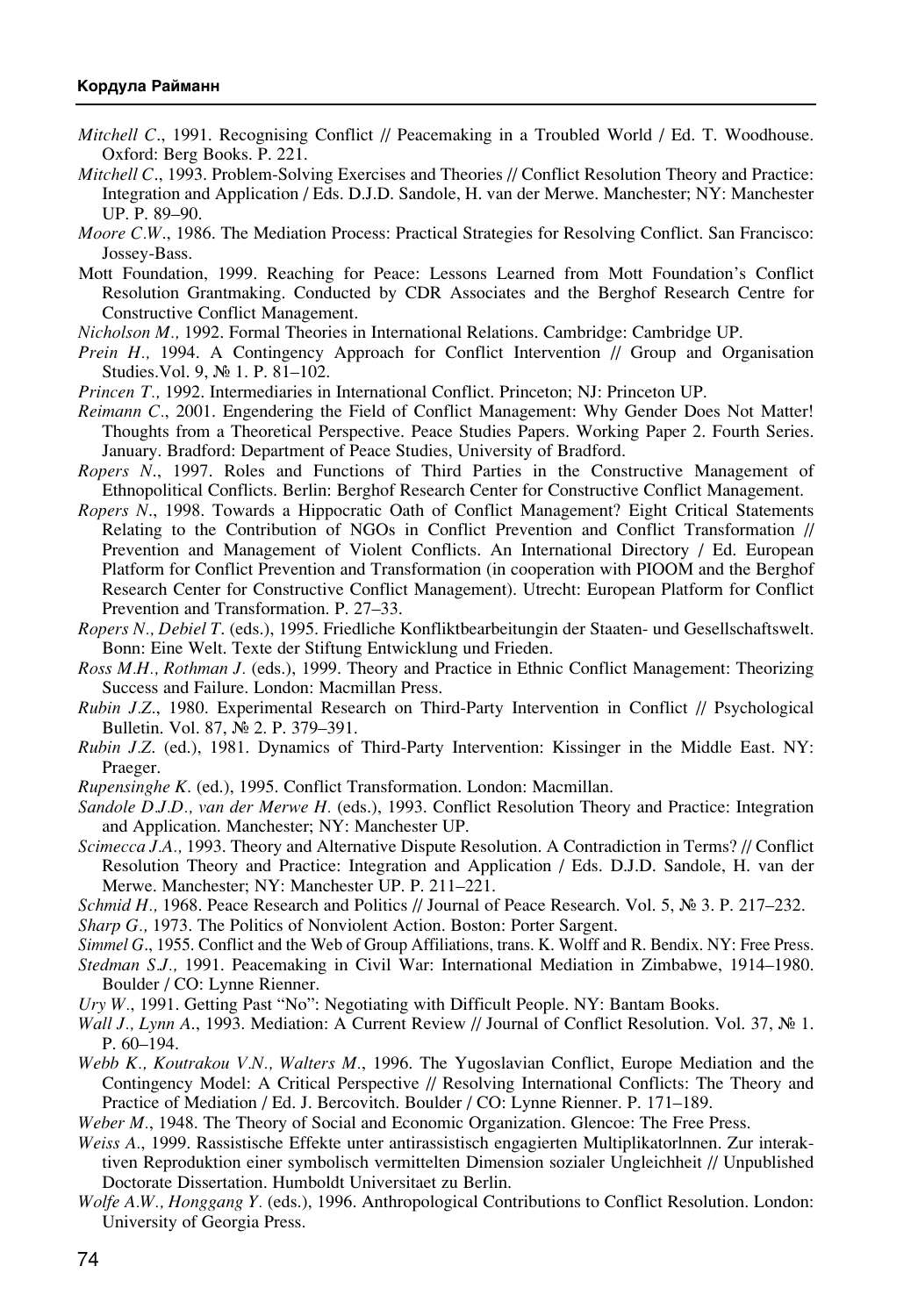*Mitchell C*., 1991. Recognising Conflict // Peacemaking in a Troubled World / Ed. T. Woodhouse. Oxford: Berg Books. P. 221.

*Mitchell C*., 1993. Problem-Solving Exercises and Theories // Conflict Resolution Theory and Practice: Integration and Application / Eds. D.J.D. Sandole, H. van der Merwe. Manchester; NY: Manchester UP. P. 89–90.

*Moore C.W*., 1986. The Mediation Process: Practical Strategies for Resolving Conflict. San Francisco: Jossey-Bass.

Mott Foundation, 1999. Reaching for Peace: Lessons Learned from Mott Foundation's Conflict Resolution Grantmaking. Conducted by CDR Associates and the Berghof Research Centre for Constructive Conflict Management.

*Nicholson M.,* 1992. Formal Theories in International Relations. Cambridge: Cambridge UP.

*Prein H.,* 1994. A Contingency Approach for Conflict Intervention // Group and Organisation Studies.Vol. 9, № 1. P. 81–102.

*Princen T.,* 1992. Intermediaries in International Conflict. Princeton; NJ: Princeton UP.

*Reimann C*., 2001. Engendering the Field of Conflict Management: Why Gender Does Not Matter! Thoughts from a Theoretical Perspective. Peace Studies Papers. Working Paper 2. Fourth Series. January. Bradford: Department of Peace Studies, University of Bradford.

*Ropers N*., 1997. Roles and Functions of Third Parties in the Constructive Management of Ethnopolitical Conflicts. Berlin: Berghof Research Center for Constructive Conflict Management.

*Ropers N*., 1998. Towards a Hippocratic Oath of Conflict Management? Eight Critical Statements Relating to the Contribution of NGOs in Conflict Prevention and Conflict Transformation // Prevention and Management of Violent Conflicts. An International Directory / Ed. European Platform for Conflict Prevention and Transformation (in cooperation with PIOOM and the Berghof Research Center for Constructive Conflict Management). Utrecht: European Platform for Conflict Prevention and Transformation. P. 27–33.

*Ropers N., Debiel T*. (eds.), 1995. Friedliche Konfliktbearbeitungin der Staaten- und Gesellschaftswelt. Bonn: Eine Welt. Texte der Stiftung Entwicklung und Frieden.

*Ross M.H., Rothman J*. (eds.), 1999. Theory and Practice in Ethnic Conflict Management: Theorizing Success and Failure. London: Macmillan Press.

*Rubin J.Z*., 1980. Experimental Research on Third-Party Intervention in Conflict // Psychological Bulletin. Vol. 87, № 2. P. 379–391.

*Rubin J.Z*. (ed.), 1981. Dynamics of Third-Party Intervention: Kissinger in the Middle East. NY: Praeger.

*Rupensinghe K*. (ed.), 1995. Conflict Transformation. London: Macmillan.

*Sandole D.J.D., van der Merwe H*. (eds.), 1993. Conflict Resolution Theory and Practice: Integration and Application. Manchester; NY: Manchester UP.

*Scimecca J.A.,* 1993. Theory and Alternative Dispute Resolution. A Contradiction in Terms? // Conflict Resolution Theory and Practice: Integration and Application / Eds. D.J.D. Sandole, H. van der Merwe. Manchester; NY: Manchester UP. P. 211–221.

*Schmid H.,* 1968. Peace Research and Politics // Journal of Peace Research. Vol. 5, № 3. P. 217–232.

*Sharp G.,* 1973. The Politics of Nonviolent Action. Boston: Porter Sargent.

*Simmel G*., 1955. Conflict and the Web of Group Affiliations, trans. K. Wolff and R. Bendix. NY: Free Press.

*Stedman S.J.,* 1991. Peacemaking in Civil War: International Mediation in Zimbabwe, 1914–1980. Boulder / CO: Lynne Rienner.

*Ury W*., 1991. Getting Past "No": Negotiating with Difficult People. NY: Bantam Books.

*Wall J., Lynn A*., 1993. Mediation: A Current Review // Journal of Conflict Resolution. Vol. 37, № 1. P. 60–194.

*Webb K., Koutrakou V.N., Walters M*., 1996. The Yugoslavian Conflict, Europe Mediation and the Contingency Model: A Critical Perspective // Resolving International Conflicts: The Theory and Practice of Mediation / Ed. J. Bercovitch. Boulder / CO: Lynne Rienner. P. 171–189.

*Weber M*., 1948. The Theory of Social and Economic Organization. Glencoe: The Free Press.

*Weiss A*., 1999. Rassistische Effekte unter antirassistisch engagierten MultiplikatorInnen. Zur interaktiven Reproduktion einer symbolisch vermittelten Dimension sozialer Ungleichheit // Unpublished Doctorate Dissertation. Humboldt Universitaet zu Berlin.

*Wolfe A.W., Honggang Y*. (eds.), 1996. Anthropological Contributions to Conflict Resolution. London: University of Georgia Press.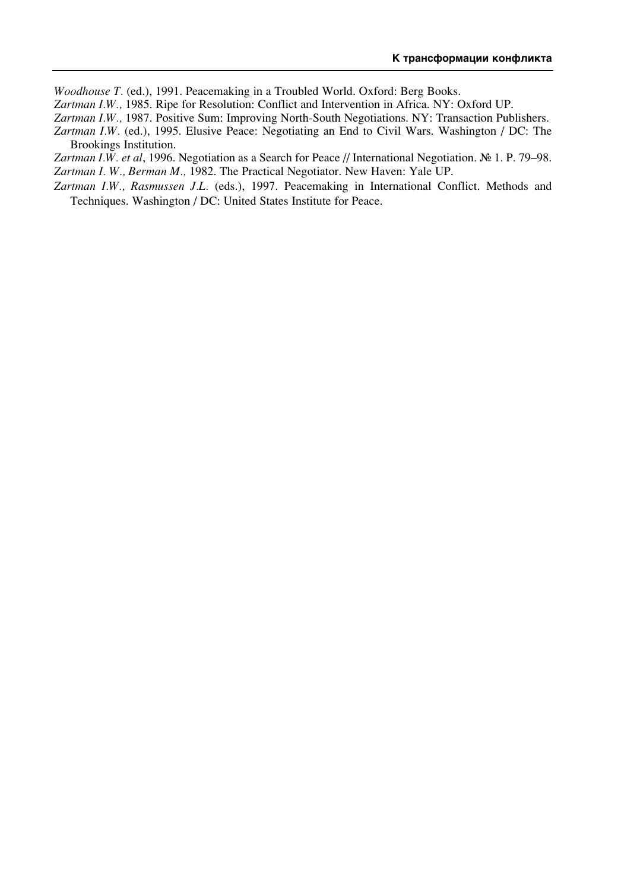*Woodhouse T.* (ed.), 1991. Peacemaking in a Troubled World. Oxford: Berg Books.

*Zartman I.W.,* 1985. Ripe for Resolution: Conflict and Intervention in Africa. NY: Oxford UP.

*Zartman I.W.,* 1987. Positive Sum: Improving North-South Negotiations. NY: Transaction Publishers.

*Zartman I.W.* (ed.), 1995. Elusive Peace: Negotiating an End to Civil Wars. Washington / DC: The Brookings Institution.

*Zartman I.W. et al*, 1996. Negotiation as a Search for Peace // International Negotiation. № 1. P. 79–98.

*Zartman I. W., Berman M.,* 1982. The Practical Negotiator. New Haven: Yale UP.

*Zartman I.W., Rasmussen J.L.* (eds.), 1997. Peacemaking in International Conflict. Methods and Techniques. Washington / DC: United States Institute for Peace.